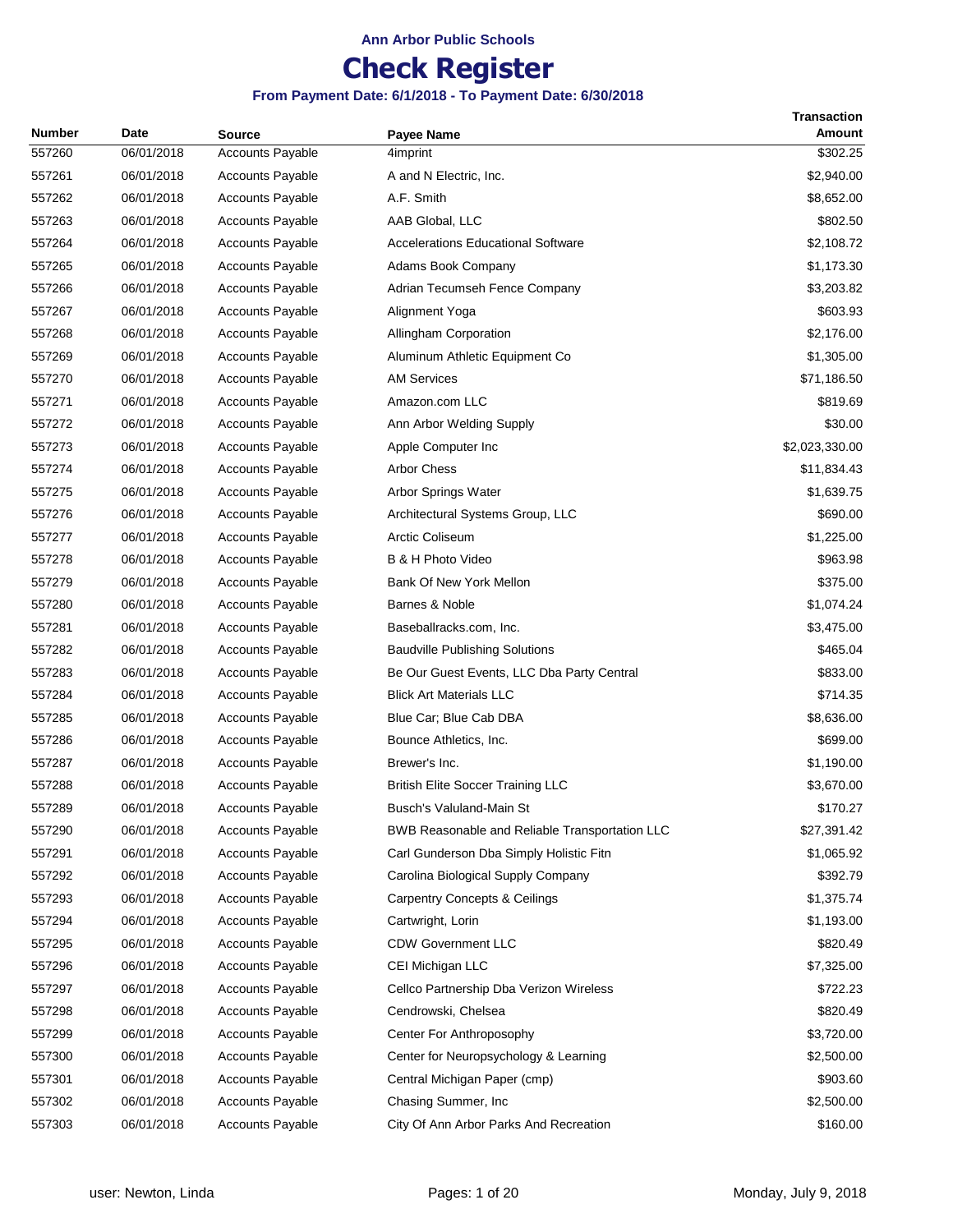**Ann Arbor Public Schools**

# Check Register

**From Payment Date: 6/1/2018 - To Payment Date: 6/30/2018**

| Number | Date | Source | Payee Name | Transaction Amount |
|---|---|---|---|---|
| 557260 | 06/01/2018 | Accounts Payable | 4imprint | $302.25 |
| 557261 | 06/01/2018 | Accounts Payable | A and N Electric, Inc. | $2,940.00 |
| 557262 | 06/01/2018 | Accounts Payable | A.F. Smith | $8,652.00 |
| 557263 | 06/01/2018 | Accounts Payable | AAB Global, LLC | $802.50 |
| 557264 | 06/01/2018 | Accounts Payable | Accelerations Educational Software | $2,108.72 |
| 557265 | 06/01/2018 | Accounts Payable | Adams Book Company | $1,173.30 |
| 557266 | 06/01/2018 | Accounts Payable | Adrian Tecumseh Fence Company | $3,203.82 |
| 557267 | 06/01/2018 | Accounts Payable | Alignment Yoga | $603.93 |
| 557268 | 06/01/2018 | Accounts Payable | Allingham Corporation | $2,176.00 |
| 557269 | 06/01/2018 | Accounts Payable | Aluminum Athletic Equipment Co | $1,305.00 |
| 557270 | 06/01/2018 | Accounts Payable | AM Services | $71,186.50 |
| 557271 | 06/01/2018 | Accounts Payable | Amazon.com LLC | $819.69 |
| 557272 | 06/01/2018 | Accounts Payable | Ann Arbor Welding Supply | $30.00 |
| 557273 | 06/01/2018 | Accounts Payable | Apple Computer Inc | $2,023,330.00 |
| 557274 | 06/01/2018 | Accounts Payable | Arbor Chess | $11,834.43 |
| 557275 | 06/01/2018 | Accounts Payable | Arbor Springs Water | $1,639.75 |
| 557276 | 06/01/2018 | Accounts Payable | Architectural Systems Group, LLC | $690.00 |
| 557277 | 06/01/2018 | Accounts Payable | Arctic Coliseum | $1,225.00 |
| 557278 | 06/01/2018 | Accounts Payable | B & H Photo Video | $963.98 |
| 557279 | 06/01/2018 | Accounts Payable | Bank Of New York Mellon | $375.00 |
| 557280 | 06/01/2018 | Accounts Payable | Barnes & Noble | $1,074.24 |
| 557281 | 06/01/2018 | Accounts Payable | Baseballracks.com, Inc. | $3,475.00 |
| 557282 | 06/01/2018 | Accounts Payable | Baudville Publishing Solutions | $465.04 |
| 557283 | 06/01/2018 | Accounts Payable | Be Our Guest Events, LLC Dba Party Central | $833.00 |
| 557284 | 06/01/2018 | Accounts Payable | Blick Art Materials LLC | $714.35 |
| 557285 | 06/01/2018 | Accounts Payable | Blue Car; Blue Cab DBA | $8,636.00 |
| 557286 | 06/01/2018 | Accounts Payable | Bounce Athletics, Inc. | $699.00 |
| 557287 | 06/01/2018 | Accounts Payable | Brewer's Inc. | $1,190.00 |
| 557288 | 06/01/2018 | Accounts Payable | British Elite Soccer Training LLC | $3,670.00 |
| 557289 | 06/01/2018 | Accounts Payable | Busch's Valuland-Main St | $170.27 |
| 557290 | 06/01/2018 | Accounts Payable | BWB Reasonable and Reliable Transportation LLC | $27,391.42 |
| 557291 | 06/01/2018 | Accounts Payable | Carl Gunderson Dba Simply Holistic Fitn | $1,065.92 |
| 557292 | 06/01/2018 | Accounts Payable | Carolina Biological Supply Company | $392.79 |
| 557293 | 06/01/2018 | Accounts Payable | Carpentry Concepts & Ceilings | $1,375.74 |
| 557294 | 06/01/2018 | Accounts Payable | Cartwright, Lorin | $1,193.00 |
| 557295 | 06/01/2018 | Accounts Payable | CDW Government LLC | $820.49 |
| 557296 | 06/01/2018 | Accounts Payable | CEI Michigan LLC | $7,325.00 |
| 557297 | 06/01/2018 | Accounts Payable | Cellco Partnership Dba Verizon Wireless | $722.23 |
| 557298 | 06/01/2018 | Accounts Payable | Cendrowski, Chelsea | $820.49 |
| 557299 | 06/01/2018 | Accounts Payable | Center For Anthroposophy | $3,720.00 |
| 557300 | 06/01/2018 | Accounts Payable | Center for Neuropsychology & Learning | $2,500.00 |
| 557301 | 06/01/2018 | Accounts Payable | Central Michigan Paper (cmp) | $903.60 |
| 557302 | 06/01/2018 | Accounts Payable | Chasing Summer, Inc | $2,500.00 |
| 557303 | 06/01/2018 | Accounts Payable | City Of Ann Arbor Parks And Recreation | $160.00 |

user: Newton, Linda — Monday, July 9, 2018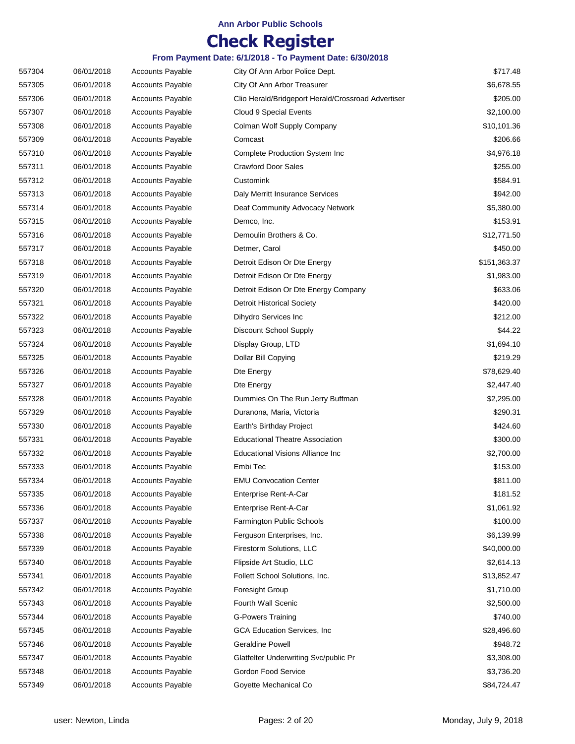**Ann Arbor Public Schools**

# Check Register

**From Payment Date: 6/1/2018 - To Payment Date: 6/30/2018**

| | | | | |
|---|---|---|---|---|
| 557304 | 06/01/2018 | Accounts Payable | City Of Ann Arbor Police Dept. | $717.48 |
| 557305 | 06/01/2018 | Accounts Payable | City Of Ann Arbor Treasurer | $6,678.55 |
| 557306 | 06/01/2018 | Accounts Payable | Clio Herald/Bridgeport Herald/Crossroad Advertiser | $205.00 |
| 557307 | 06/01/2018 | Accounts Payable | Cloud 9 Special Events | $2,100.00 |
| 557308 | 06/01/2018 | Accounts Payable | Colman Wolf Supply Company | $10,101.36 |
| 557309 | 06/01/2018 | Accounts Payable | Comcast | $206.66 |
| 557310 | 06/01/2018 | Accounts Payable | Complete Production System Inc | $4,976.18 |
| 557311 | 06/01/2018 | Accounts Payable | Crawford Door Sales | $255.00 |
| 557312 | 06/01/2018 | Accounts Payable | Customink | $584.91 |
| 557313 | 06/01/2018 | Accounts Payable | Daly Merritt Insurance Services | $942.00 |
| 557314 | 06/01/2018 | Accounts Payable | Deaf Community Advocacy Network | $5,380.00 |
| 557315 | 06/01/2018 | Accounts Payable | Demco, Inc. | $153.91 |
| 557316 | 06/01/2018 | Accounts Payable | Demoulin Brothers & Co. | $12,771.50 |
| 557317 | 06/01/2018 | Accounts Payable | Detmer, Carol | $450.00 |
| 557318 | 06/01/2018 | Accounts Payable | Detroit Edison Or Dte Energy | $151,363.37 |
| 557319 | 06/01/2018 | Accounts Payable | Detroit Edison Or Dte Energy | $1,983.00 |
| 557320 | 06/01/2018 | Accounts Payable | Detroit Edison Or Dte Energy Company | $633.06 |
| 557321 | 06/01/2018 | Accounts Payable | Detroit Historical Society | $420.00 |
| 557322 | 06/01/2018 | Accounts Payable | Dihydro Services Inc | $212.00 |
| 557323 | 06/01/2018 | Accounts Payable | Discount School Supply | $44.22 |
| 557324 | 06/01/2018 | Accounts Payable | Display Group, LTD | $1,694.10 |
| 557325 | 06/01/2018 | Accounts Payable | Dollar Bill Copying | $219.29 |
| 557326 | 06/01/2018 | Accounts Payable | Dte Energy | $78,629.40 |
| 557327 | 06/01/2018 | Accounts Payable | Dte Energy | $2,447.40 |
| 557328 | 06/01/2018 | Accounts Payable | Dummies On The Run Jerry Buffman | $2,295.00 |
| 557329 | 06/01/2018 | Accounts Payable | Duranona, Maria, Victoria | $290.31 |
| 557330 | 06/01/2018 | Accounts Payable | Earth's Birthday Project | $424.60 |
| 557331 | 06/01/2018 | Accounts Payable | Educational Theatre Association | $300.00 |
| 557332 | 06/01/2018 | Accounts Payable | Educational Visions Alliance Inc | $2,700.00 |
| 557333 | 06/01/2018 | Accounts Payable | Embi Tec | $153.00 |
| 557334 | 06/01/2018 | Accounts Payable | EMU Convocation Center | $811.00 |
| 557335 | 06/01/2018 | Accounts Payable | Enterprise Rent-A-Car | $181.52 |
| 557336 | 06/01/2018 | Accounts Payable | Enterprise Rent-A-Car | $1,061.92 |
| 557337 | 06/01/2018 | Accounts Payable | Farmington Public Schools | $100.00 |
| 557338 | 06/01/2018 | Accounts Payable | Ferguson Enterprises, Inc. | $6,139.99 |
| 557339 | 06/01/2018 | Accounts Payable | Firestorm Solutions, LLC | $40,000.00 |
| 557340 | 06/01/2018 | Accounts Payable | Flipside Art Studio, LLC | $2,614.13 |
| 557341 | 06/01/2018 | Accounts Payable | Follett School Solutions, Inc. | $13,852.47 |
| 557342 | 06/01/2018 | Accounts Payable | Foresight Group | $1,710.00 |
| 557343 | 06/01/2018 | Accounts Payable | Fourth Wall Scenic | $2,500.00 |
| 557344 | 06/01/2018 | Accounts Payable | G-Powers Training | $740.00 |
| 557345 | 06/01/2018 | Accounts Payable | GCA Education Services, Inc | $28,496.60 |
| 557346 | 06/01/2018 | Accounts Payable | Geraldine Powell | $948.72 |
| 557347 | 06/01/2018 | Accounts Payable | Glatfelter Underwriting Svc/public Pr | $3,308.00 |
| 557348 | 06/01/2018 | Accounts Payable | Gordon Food Service | $3,736.20 |
| 557349 | 06/01/2018 | Accounts Payable | Goyette Mechanical Co | $84,724.47 |

user: Newton, Linda | Monday, July 9, 2018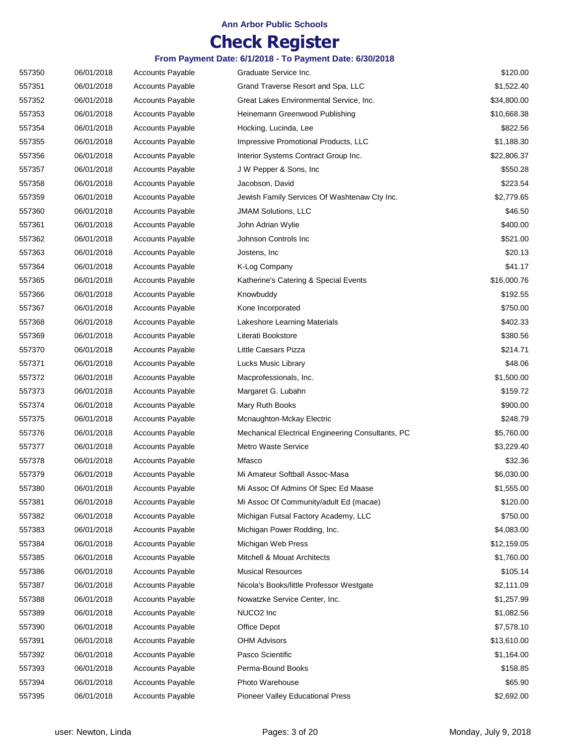**Ann Arbor Public Schools**

# Check Register

**From Payment Date: 6/1/2018 - To Payment Date: 6/30/2018**

| | | | | |
|---|---|---|---|---|
| 557350 | 06/01/2018 | Accounts Payable | Graduate Service Inc. | $120.00 |
| 557351 | 06/01/2018 | Accounts Payable | Grand Traverse Resort and Spa, LLC | $1,522.40 |
| 557352 | 06/01/2018 | Accounts Payable | Great Lakes Environmental Service, Inc. | $34,800.00 |
| 557353 | 06/01/2018 | Accounts Payable | Heinemann Greenwood Publishing | $10,668.38 |
| 557354 | 06/01/2018 | Accounts Payable | Hocking, Lucinda, Lee | $822.56 |
| 557355 | 06/01/2018 | Accounts Payable | Impressive Promotional Products, LLC | $1,188.30 |
| 557356 | 06/01/2018 | Accounts Payable | Interior Systems Contract Group Inc. | $22,806.37 |
| 557357 | 06/01/2018 | Accounts Payable | J W Pepper & Sons, Inc | $550.28 |
| 557358 | 06/01/2018 | Accounts Payable | Jacobson, David | $223.54 |
| 557359 | 06/01/2018 | Accounts Payable | Jewish Family Services Of Washtenaw Cty Inc. | $2,779.65 |
| 557360 | 06/01/2018 | Accounts Payable | JMAM Solutions, LLC | $46.50 |
| 557361 | 06/01/2018 | Accounts Payable | John Adrian Wylie | $400.00 |
| 557362 | 06/01/2018 | Accounts Payable | Johnson Controls Inc | $521.00 |
| 557363 | 06/01/2018 | Accounts Payable | Jostens, Inc | $20.13 |
| 557364 | 06/01/2018 | Accounts Payable | K-Log Company | $41.17 |
| 557365 | 06/01/2018 | Accounts Payable | Katherine's Catering & Special Events | $16,000.76 |
| 557366 | 06/01/2018 | Accounts Payable | Knowbuddy | $192.55 |
| 557367 | 06/01/2018 | Accounts Payable | Kone Incorporated | $750.00 |
| 557368 | 06/01/2018 | Accounts Payable | Lakeshore Learning Materials | $402.33 |
| 557369 | 06/01/2018 | Accounts Payable | Literati Bookstore | $380.56 |
| 557370 | 06/01/2018 | Accounts Payable | Little Caesars Pizza | $214.71 |
| 557371 | 06/01/2018 | Accounts Payable | Lucks Music Library | $48.06 |
| 557372 | 06/01/2018 | Accounts Payable | Macprofessionals, Inc. | $1,500.00 |
| 557373 | 06/01/2018 | Accounts Payable | Margaret G. Lubahn | $159.72 |
| 557374 | 06/01/2018 | Accounts Payable | Mary Ruth Books | $900.00 |
| 557375 | 06/01/2018 | Accounts Payable | Mcnaughton-Mckay Electric | $248.79 |
| 557376 | 06/01/2018 | Accounts Payable | Mechanical Electrical Engineering Consultants, PC | $5,760.00 |
| 557377 | 06/01/2018 | Accounts Payable | Metro Waste Service | $3,229.40 |
| 557378 | 06/01/2018 | Accounts Payable | Mfasco | $32.36 |
| 557379 | 06/01/2018 | Accounts Payable | Mi Amateur Softball Assoc-Masa | $6,030.00 |
| 557380 | 06/01/2018 | Accounts Payable | Mi Assoc Of Admins Of Spec Ed Maase | $1,555.00 |
| 557381 | 06/01/2018 | Accounts Payable | Mi Assoc Of Community/adult Ed (macae) | $120.00 |
| 557382 | 06/01/2018 | Accounts Payable | Michigan Futsal Factory Academy, LLC | $750.00 |
| 557383 | 06/01/2018 | Accounts Payable | Michigan Power Rodding, Inc. | $4,083.00 |
| 557384 | 06/01/2018 | Accounts Payable | Michigan Web Press | $12,159.05 |
| 557385 | 06/01/2018 | Accounts Payable | Mitchell & Mouat Architects | $1,760.00 |
| 557386 | 06/01/2018 | Accounts Payable | Musical Resources | $105.14 |
| 557387 | 06/01/2018 | Accounts Payable | Nicola's Books/little Professor Westgate | $2,111.09 |
| 557388 | 06/01/2018 | Accounts Payable | Nowatzke Service Center, Inc. | $1,257.99 |
| 557389 | 06/01/2018 | Accounts Payable | NUCO2 Inc | $1,082.56 |
| 557390 | 06/01/2018 | Accounts Payable | Office Depot | $7,578.10 |
| 557391 | 06/01/2018 | Accounts Payable | OHM Advisors | $13,610.00 |
| 557392 | 06/01/2018 | Accounts Payable | Pasco Scientific | $1,164.00 |
| 557393 | 06/01/2018 | Accounts Payable | Perma-Bound Books | $158.85 |
| 557394 | 06/01/2018 | Accounts Payable | Photo Warehouse | $65.90 |
| 557395 | 06/01/2018 | Accounts Payable | Pioneer Valley Educational Press | $2,692.00 |

user: Newton, Linda | Monday, July 9, 2018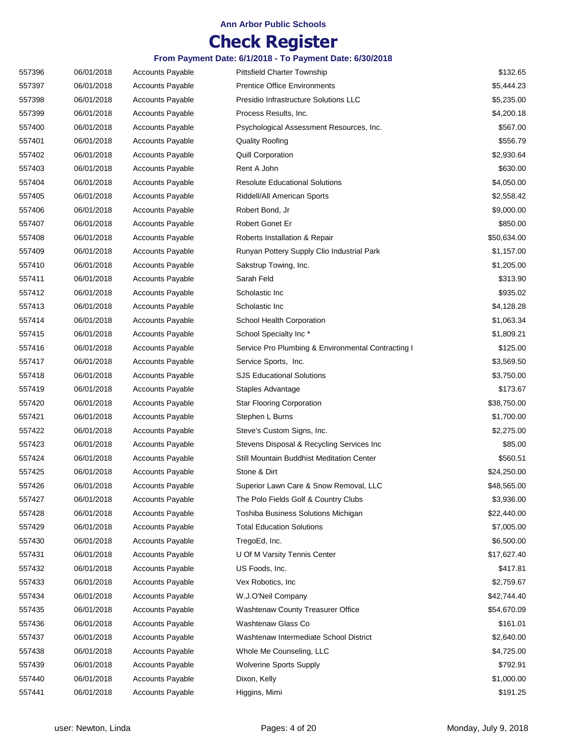**Ann Arbor Public Schools**

# Check Register

**From Payment Date: 6/1/2018 - To Payment Date: 6/30/2018**

| | | | | |
|---|---|---|---|---|
| 557396 | 06/01/2018 | Accounts Payable | Pittsfield Charter Township | $132.65 |
| 557397 | 06/01/2018 | Accounts Payable | Prentice Office Environments | $5,444.23 |
| 557398 | 06/01/2018 | Accounts Payable | Presidio Infrastructure Solutions LLC | $5,235.00 |
| 557399 | 06/01/2018 | Accounts Payable | Process Results, Inc. | $4,200.18 |
| 557400 | 06/01/2018 | Accounts Payable | Psychological Assessment Resources, Inc. | $567.00 |
| 557401 | 06/01/2018 | Accounts Payable | Quality Roofing | $556.79 |
| 557402 | 06/01/2018 | Accounts Payable | Quill Corporation | $2,930.64 |
| 557403 | 06/01/2018 | Accounts Payable | Rent A John | $630.00 |
| 557404 | 06/01/2018 | Accounts Payable | Resolute Educational Solutions | $4,050.00 |
| 557405 | 06/01/2018 | Accounts Payable | Riddell/All American Sports | $2,558.42 |
| 557406 | 06/01/2018 | Accounts Payable | Robert Bond, Jr | $9,000.00 |
| 557407 | 06/01/2018 | Accounts Payable | Robert Gonet Er | $850.00 |
| 557408 | 06/01/2018 | Accounts Payable | Roberts Installation & Repair | $50,634.00 |
| 557409 | 06/01/2018 | Accounts Payable | Runyan Pottery Supply Clio Industrial Park | $1,157.00 |
| 557410 | 06/01/2018 | Accounts Payable | Sakstrup Towing, Inc. | $1,205.00 |
| 557411 | 06/01/2018 | Accounts Payable | Sarah Feld | $313.90 |
| 557412 | 06/01/2018 | Accounts Payable | Scholastic Inc | $935.02 |
| 557413 | 06/01/2018 | Accounts Payable | Scholastic Inc | $4,128.28 |
| 557414 | 06/01/2018 | Accounts Payable | School Health Corporation | $1,063.34 |
| 557415 | 06/01/2018 | Accounts Payable | School Specialty Inc * | $1,809.21 |
| 557416 | 06/01/2018 | Accounts Payable | Service Pro Plumbing & Environmental Contracting I | $125.00 |
| 557417 | 06/01/2018 | Accounts Payable | Service Sports, Inc. | $3,569.50 |
| 557418 | 06/01/2018 | Accounts Payable | SJS Educational Solutions | $3,750.00 |
| 557419 | 06/01/2018 | Accounts Payable | Staples Advantage | $173.67 |
| 557420 | 06/01/2018 | Accounts Payable | Star Flooring Corporation | $38,750.00 |
| 557421 | 06/01/2018 | Accounts Payable | Stephen L Burns | $1,700.00 |
| 557422 | 06/01/2018 | Accounts Payable | Steve's Custom Signs, Inc. | $2,275.00 |
| 557423 | 06/01/2018 | Accounts Payable | Stevens Disposal & Recycling Services Inc | $85.00 |
| 557424 | 06/01/2018 | Accounts Payable | Still Mountain Buddhist Meditation Center | $560.51 |
| 557425 | 06/01/2018 | Accounts Payable | Stone & Dirt | $24,250.00 |
| 557426 | 06/01/2018 | Accounts Payable | Superior Lawn Care & Snow Removal, LLC | $48,565.00 |
| 557427 | 06/01/2018 | Accounts Payable | The Polo Fields Golf & Country Clubs | $3,936.00 |
| 557428 | 06/01/2018 | Accounts Payable | Toshiba Business Solutions Michigan | $22,440.00 |
| 557429 | 06/01/2018 | Accounts Payable | Total Education Solutions | $7,005.00 |
| 557430 | 06/01/2018 | Accounts Payable | TregoEd, Inc. | $6,500.00 |
| 557431 | 06/01/2018 | Accounts Payable | U Of M Varsity Tennis Center | $17,627.40 |
| 557432 | 06/01/2018 | Accounts Payable | US Foods, Inc. | $417.81 |
| 557433 | 06/01/2018 | Accounts Payable | Vex Robotics, Inc | $2,759.67 |
| 557434 | 06/01/2018 | Accounts Payable | W.J.O'Neil Company | $42,744.40 |
| 557435 | 06/01/2018 | Accounts Payable | Washtenaw County Treasurer Office | $54,670.09 |
| 557436 | 06/01/2018 | Accounts Payable | Washtenaw Glass Co | $161.01 |
| 557437 | 06/01/2018 | Accounts Payable | Washtenaw Intermediate School District | $2,640.00 |
| 557438 | 06/01/2018 | Accounts Payable | Whole Me Counseling, LLC | $4,725.00 |
| 557439 | 06/01/2018 | Accounts Payable | Wolverine Sports Supply | $792.91 |
| 557440 | 06/01/2018 | Accounts Payable | Dixon, Kelly | $1,000.00 |
| 557441 | 06/01/2018 | Accounts Payable | Higgins, Mimi | $191.25 |

user: Newton, Linda — Monday, July 9, 2018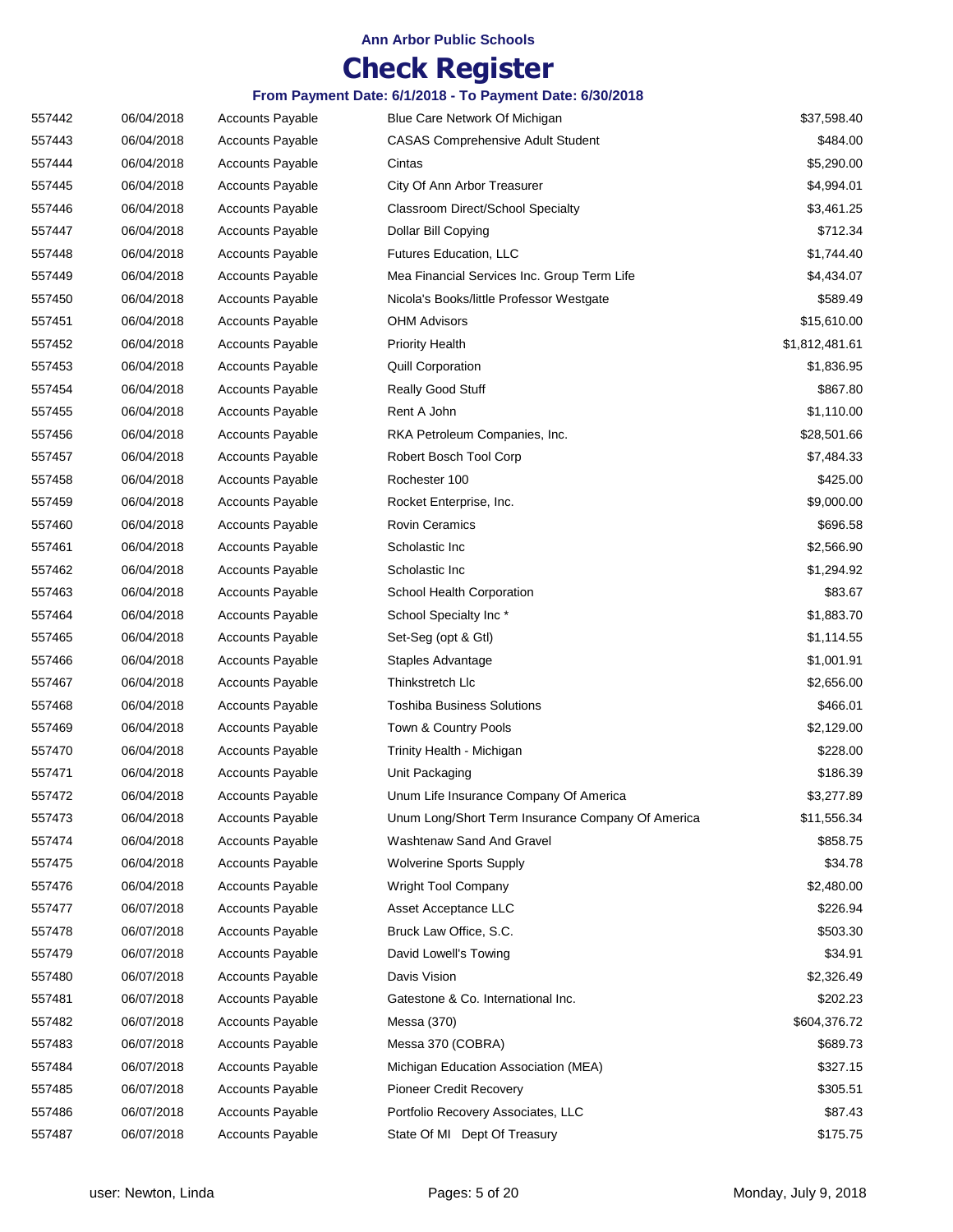**Ann Arbor Public Schools**

# Check Register

**From Payment Date: 6/1/2018 - To Payment Date: 6/30/2018**

| | | | | |
|---|---|---|---|---|
| 557442 | 06/04/2018 | Accounts Payable | Blue Care Network Of Michigan | $37,598.40 |
| 557443 | 06/04/2018 | Accounts Payable | CASAS Comprehensive Adult Student | $484.00 |
| 557444 | 06/04/2018 | Accounts Payable | Cintas | $5,290.00 |
| 557445 | 06/04/2018 | Accounts Payable | City Of Ann Arbor Treasurer | $4,994.01 |
| 557446 | 06/04/2018 | Accounts Payable | Classroom Direct/School Specialty | $3,461.25 |
| 557447 | 06/04/2018 | Accounts Payable | Dollar Bill Copying | $712.34 |
| 557448 | 06/04/2018 | Accounts Payable | Futures Education, LLC | $1,744.40 |
| 557449 | 06/04/2018 | Accounts Payable | Mea Financial Services Inc. Group Term Life | $4,434.07 |
| 557450 | 06/04/2018 | Accounts Payable | Nicola's Books/little Professor Westgate | $589.49 |
| 557451 | 06/04/2018 | Accounts Payable | OHM Advisors | $15,610.00 |
| 557452 | 06/04/2018 | Accounts Payable | Priority Health | $1,812,481.61 |
| 557453 | 06/04/2018 | Accounts Payable | Quill Corporation | $1,836.95 |
| 557454 | 06/04/2018 | Accounts Payable | Really Good Stuff | $867.80 |
| 557455 | 06/04/2018 | Accounts Payable | Rent A John | $1,110.00 |
| 557456 | 06/04/2018 | Accounts Payable | RKA Petroleum Companies, Inc. | $28,501.66 |
| 557457 | 06/04/2018 | Accounts Payable | Robert Bosch Tool Corp | $7,484.33 |
| 557458 | 06/04/2018 | Accounts Payable | Rochester 100 | $425.00 |
| 557459 | 06/04/2018 | Accounts Payable | Rocket Enterprise, Inc. | $9,000.00 |
| 557460 | 06/04/2018 | Accounts Payable | Rovin Ceramics | $696.58 |
| 557461 | 06/04/2018 | Accounts Payable | Scholastic Inc | $2,566.90 |
| 557462 | 06/04/2018 | Accounts Payable | Scholastic Inc | $1,294.92 |
| 557463 | 06/04/2018 | Accounts Payable | School Health Corporation | $83.67 |
| 557464 | 06/04/2018 | Accounts Payable | School Specialty Inc * | $1,883.70 |
| 557465 | 06/04/2018 | Accounts Payable | Set-Seg (opt & Gtl) | $1,114.55 |
| 557466 | 06/04/2018 | Accounts Payable | Staples Advantage | $1,001.91 |
| 557467 | 06/04/2018 | Accounts Payable | Thinkstretch Llc | $2,656.00 |
| 557468 | 06/04/2018 | Accounts Payable | Toshiba Business Solutions | $466.01 |
| 557469 | 06/04/2018 | Accounts Payable | Town & Country Pools | $2,129.00 |
| 557470 | 06/04/2018 | Accounts Payable | Trinity Health - Michigan | $228.00 |
| 557471 | 06/04/2018 | Accounts Payable | Unit Packaging | $186.39 |
| 557472 | 06/04/2018 | Accounts Payable | Unum Life Insurance Company Of America | $3,277.89 |
| 557473 | 06/04/2018 | Accounts Payable | Unum Long/Short Term Insurance Company Of America | $11,556.34 |
| 557474 | 06/04/2018 | Accounts Payable | Washtenaw Sand And Gravel | $858.75 |
| 557475 | 06/04/2018 | Accounts Payable | Wolverine Sports Supply | $34.78 |
| 557476 | 06/04/2018 | Accounts Payable | Wright Tool Company | $2,480.00 |
| 557477 | 06/07/2018 | Accounts Payable | Asset Acceptance LLC | $226.94 |
| 557478 | 06/07/2018 | Accounts Payable | Bruck Law Office, S.C. | $503.30 |
| 557479 | 06/07/2018 | Accounts Payable | David Lowell's Towing | $34.91 |
| 557480 | 06/07/2018 | Accounts Payable | Davis Vision | $2,326.49 |
| 557481 | 06/07/2018 | Accounts Payable | Gatestone & Co. International Inc. | $202.23 |
| 557482 | 06/07/2018 | Accounts Payable | Messa (370) | $604,376.72 |
| 557483 | 06/07/2018 | Accounts Payable | Messa 370 (COBRA) | $689.73 |
| 557484 | 06/07/2018 | Accounts Payable | Michigan Education Association (MEA) | $327.15 |
| 557485 | 06/07/2018 | Accounts Payable | Pioneer Credit Recovery | $305.51 |
| 557486 | 06/07/2018 | Accounts Payable | Portfolio Recovery Associates, LLC | $87.43 |
| 557487 | 06/07/2018 | Accounts Payable | State Of MI Dept Of Treasury | $175.75 |

user: Newton, Linda — Monday, July 9, 2018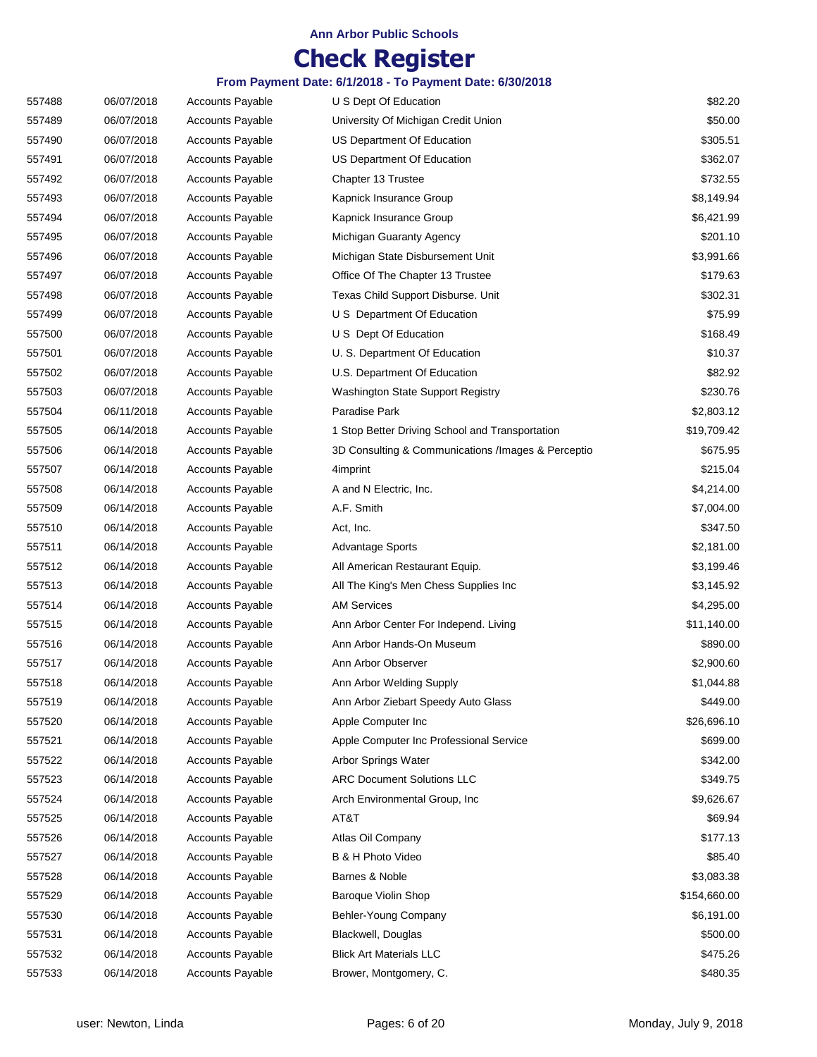**Ann Arbor Public Schools**

# Check Register

**From Payment Date: 6/1/2018 - To Payment Date: 6/30/2018**

| | | | | |
|---|---|---|---|---|
| 557488 | 06/07/2018 | Accounts Payable | U S Dept Of Education | $82.20 |
| 557489 | 06/07/2018 | Accounts Payable | University Of Michigan Credit Union | $50.00 |
| 557490 | 06/07/2018 | Accounts Payable | US Department Of Education | $305.51 |
| 557491 | 06/07/2018 | Accounts Payable | US Department Of Education | $362.07 |
| 557492 | 06/07/2018 | Accounts Payable | Chapter 13 Trustee | $732.55 |
| 557493 | 06/07/2018 | Accounts Payable | Kapnick Insurance Group | $8,149.94 |
| 557494 | 06/07/2018 | Accounts Payable | Kapnick Insurance Group | $6,421.99 |
| 557495 | 06/07/2018 | Accounts Payable | Michigan Guaranty Agency | $201.10 |
| 557496 | 06/07/2018 | Accounts Payable | Michigan State Disbursement Unit | $3,991.66 |
| 557497 | 06/07/2018 | Accounts Payable | Office Of The Chapter 13 Trustee | $179.63 |
| 557498 | 06/07/2018 | Accounts Payable | Texas Child Support Disburse. Unit | $302.31 |
| 557499 | 06/07/2018 | Accounts Payable | U S Department Of Education | $75.99 |
| 557500 | 06/07/2018 | Accounts Payable | U S Dept Of Education | $168.49 |
| 557501 | 06/07/2018 | Accounts Payable | U. S. Department Of Education | $10.37 |
| 557502 | 06/07/2018 | Accounts Payable | U.S. Department Of Education | $82.92 |
| 557503 | 06/07/2018 | Accounts Payable | Washington State Support Registry | $230.76 |
| 557504 | 06/11/2018 | Accounts Payable | Paradise Park | $2,803.12 |
| 557505 | 06/14/2018 | Accounts Payable | 1 Stop Better Driving School and Transportation | $19,709.42 |
| 557506 | 06/14/2018 | Accounts Payable | 3D Consulting & Communications /Images & Perceptio | $675.95 |
| 557507 | 06/14/2018 | Accounts Payable | 4imprint | $215.04 |
| 557508 | 06/14/2018 | Accounts Payable | A and N Electric, Inc. | $4,214.00 |
| 557509 | 06/14/2018 | Accounts Payable | A.F. Smith | $7,004.00 |
| 557510 | 06/14/2018 | Accounts Payable | Act, Inc. | $347.50 |
| 557511 | 06/14/2018 | Accounts Payable | Advantage Sports | $2,181.00 |
| 557512 | 06/14/2018 | Accounts Payable | All American Restaurant Equip. | $3,199.46 |
| 557513 | 06/14/2018 | Accounts Payable | All The King's Men Chess Supplies Inc | $3,145.92 |
| 557514 | 06/14/2018 | Accounts Payable | AM Services | $4,295.00 |
| 557515 | 06/14/2018 | Accounts Payable | Ann Arbor Center For Independ. Living | $11,140.00 |
| 557516 | 06/14/2018 | Accounts Payable | Ann Arbor Hands-On Museum | $890.00 |
| 557517 | 06/14/2018 | Accounts Payable | Ann Arbor Observer | $2,900.60 |
| 557518 | 06/14/2018 | Accounts Payable | Ann Arbor Welding Supply | $1,044.88 |
| 557519 | 06/14/2018 | Accounts Payable | Ann Arbor Ziebart Speedy Auto Glass | $449.00 |
| 557520 | 06/14/2018 | Accounts Payable | Apple Computer Inc | $26,696.10 |
| 557521 | 06/14/2018 | Accounts Payable | Apple Computer Inc Professional Service | $699.00 |
| 557522 | 06/14/2018 | Accounts Payable | Arbor Springs Water | $342.00 |
| 557523 | 06/14/2018 | Accounts Payable | ARC Document Solutions LLC | $349.75 |
| 557524 | 06/14/2018 | Accounts Payable | Arch Environmental Group, Inc | $9,626.67 |
| 557525 | 06/14/2018 | Accounts Payable | AT&T | $69.94 |
| 557526 | 06/14/2018 | Accounts Payable | Atlas Oil Company | $177.13 |
| 557527 | 06/14/2018 | Accounts Payable | B & H Photo Video | $85.40 |
| 557528 | 06/14/2018 | Accounts Payable | Barnes & Noble | $3,083.38 |
| 557529 | 06/14/2018 | Accounts Payable | Baroque Violin Shop | $154,660.00 |
| 557530 | 06/14/2018 | Accounts Payable | Behler-Young Company | $6,191.00 |
| 557531 | 06/14/2018 | Accounts Payable | Blackwell, Douglas | $500.00 |
| 557532 | 06/14/2018 | Accounts Payable | Blick Art Materials LLC | $475.26 |
| 557533 | 06/14/2018 | Accounts Payable | Brower, Montgomery, C. | $480.35 |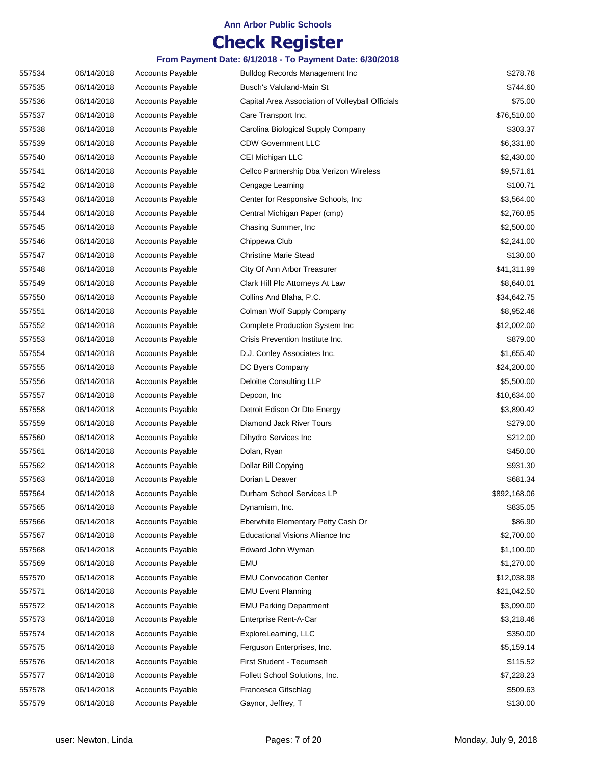**Ann Arbor Public Schools**

# Check Register

**From Payment Date: 6/1/2018 - To Payment Date: 6/30/2018**

| | | | | |
|---|---|---|---|---|
| 557534 | 06/14/2018 | Accounts Payable | Bulldog Records Management Inc | $278.78 |
| 557535 | 06/14/2018 | Accounts Payable | Busch's Valuland-Main St | $744.60 |
| 557536 | 06/14/2018 | Accounts Payable | Capital Area Association of Volleyball Officials | $75.00 |
| 557537 | 06/14/2018 | Accounts Payable | Care Transport Inc. | $76,510.00 |
| 557538 | 06/14/2018 | Accounts Payable | Carolina Biological Supply Company | $303.37 |
| 557539 | 06/14/2018 | Accounts Payable | CDW Government LLC | $6,331.80 |
| 557540 | 06/14/2018 | Accounts Payable | CEI Michigan LLC | $2,430.00 |
| 557541 | 06/14/2018 | Accounts Payable | Cellco Partnership Dba Verizon Wireless | $9,571.61 |
| 557542 | 06/14/2018 | Accounts Payable | Cengage Learning | $100.71 |
| 557543 | 06/14/2018 | Accounts Payable | Center for Responsive Schools, Inc | $3,564.00 |
| 557544 | 06/14/2018 | Accounts Payable | Central Michigan Paper (cmp) | $2,760.85 |
| 557545 | 06/14/2018 | Accounts Payable | Chasing Summer, Inc | $2,500.00 |
| 557546 | 06/14/2018 | Accounts Payable | Chippewa Club | $2,241.00 |
| 557547 | 06/14/2018 | Accounts Payable | Christine Marie Stead | $130.00 |
| 557548 | 06/14/2018 | Accounts Payable | City Of Ann Arbor Treasurer | $41,311.99 |
| 557549 | 06/14/2018 | Accounts Payable | Clark Hill Plc Attorneys At Law | $8,640.01 |
| 557550 | 06/14/2018 | Accounts Payable | Collins And Blaha, P.C. | $34,642.75 |
| 557551 | 06/14/2018 | Accounts Payable | Colman Wolf Supply Company | $8,952.46 |
| 557552 | 06/14/2018 | Accounts Payable | Complete Production System Inc | $12,002.00 |
| 557553 | 06/14/2018 | Accounts Payable | Crisis Prevention Institute Inc. | $879.00 |
| 557554 | 06/14/2018 | Accounts Payable | D.J. Conley Associates Inc. | $1,655.40 |
| 557555 | 06/14/2018 | Accounts Payable | DC Byers Company | $24,200.00 |
| 557556 | 06/14/2018 | Accounts Payable | Deloitte Consulting LLP | $5,500.00 |
| 557557 | 06/14/2018 | Accounts Payable | Depcon, Inc | $10,634.00 |
| 557558 | 06/14/2018 | Accounts Payable | Detroit Edison Or Dte Energy | $3,890.42 |
| 557559 | 06/14/2018 | Accounts Payable | Diamond Jack River Tours | $279.00 |
| 557560 | 06/14/2018 | Accounts Payable | Dihydro Services Inc | $212.00 |
| 557561 | 06/14/2018 | Accounts Payable | Dolan, Ryan | $450.00 |
| 557562 | 06/14/2018 | Accounts Payable | Dollar Bill Copying | $931.30 |
| 557563 | 06/14/2018 | Accounts Payable | Dorian L Deaver | $681.34 |
| 557564 | 06/14/2018 | Accounts Payable | Durham School Services LP | $892,168.06 |
| 557565 | 06/14/2018 | Accounts Payable | Dynamism, Inc. | $835.05 |
| 557566 | 06/14/2018 | Accounts Payable | Eberwhite Elementary Petty Cash Or | $86.90 |
| 557567 | 06/14/2018 | Accounts Payable | Educational Visions Alliance Inc | $2,700.00 |
| 557568 | 06/14/2018 | Accounts Payable | Edward John Wyman | $1,100.00 |
| 557569 | 06/14/2018 | Accounts Payable | EMU | $1,270.00 |
| 557570 | 06/14/2018 | Accounts Payable | EMU Convocation Center | $12,038.98 |
| 557571 | 06/14/2018 | Accounts Payable | EMU Event Planning | $21,042.50 |
| 557572 | 06/14/2018 | Accounts Payable | EMU Parking Department | $3,090.00 |
| 557573 | 06/14/2018 | Accounts Payable | Enterprise Rent-A-Car | $3,218.46 |
| 557574 | 06/14/2018 | Accounts Payable | ExploreLearning, LLC | $350.00 |
| 557575 | 06/14/2018 | Accounts Payable | Ferguson Enterprises, Inc. | $5,159.14 |
| 557576 | 06/14/2018 | Accounts Payable | First Student - Tecumseh | $115.52 |
| 557577 | 06/14/2018 | Accounts Payable | Follett School Solutions, Inc. | $7,228.23 |
| 557578 | 06/14/2018 | Accounts Payable | Francesca Gitschlag | $509.63 |
| 557579 | 06/14/2018 | Accounts Payable | Gaynor, Jeffrey, T | $130.00 |

user: Newton, Linda — Monday, July 9, 2018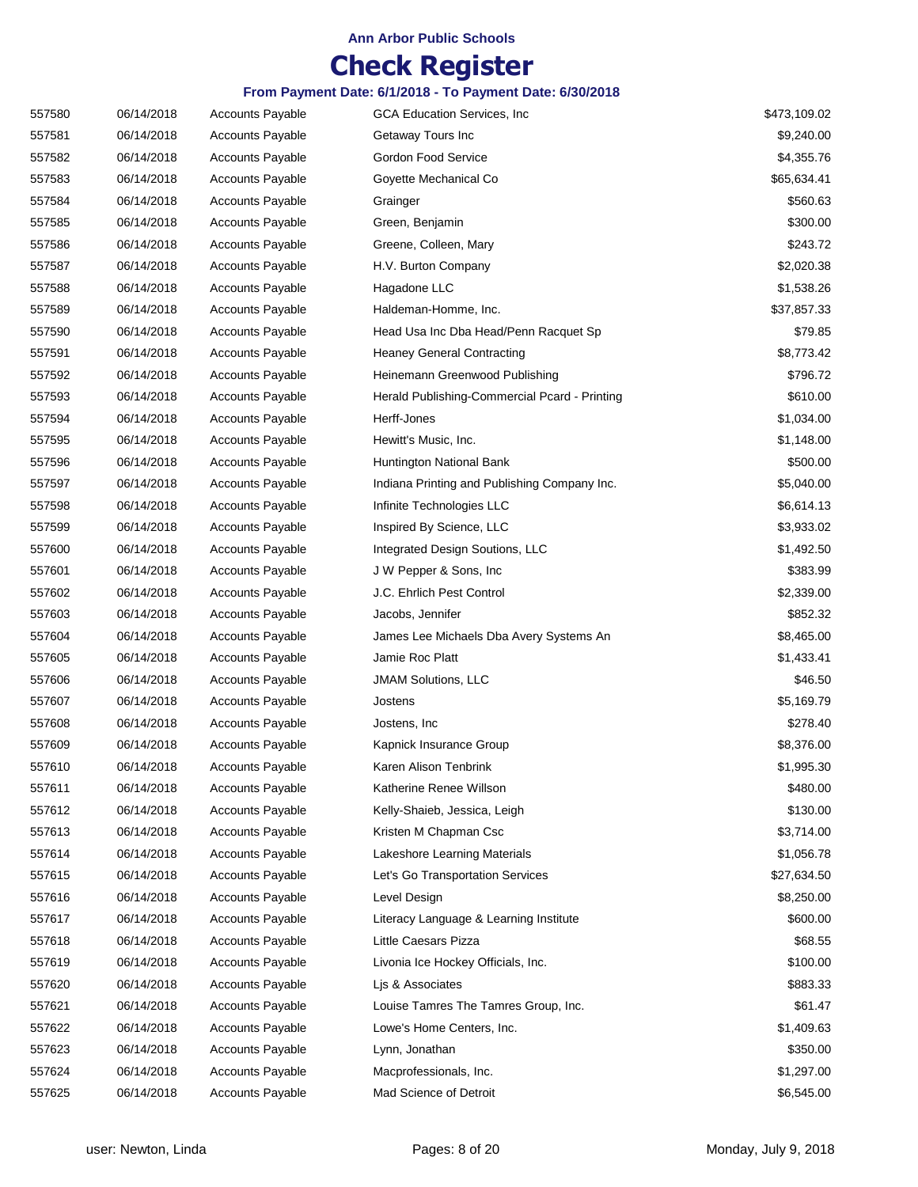**Ann Arbor Public Schools**

# Check Register

### From Payment Date: 6/1/2018 - To Payment Date: 6/30/2018

| | | | | |
|---|---|---|---|---|
| 557580 | 06/14/2018 | Accounts Payable | GCA Education Services, Inc | $473,109.02 |
| 557581 | 06/14/2018 | Accounts Payable | Getaway Tours Inc | $9,240.00 |
| 557582 | 06/14/2018 | Accounts Payable | Gordon Food Service | $4,355.76 |
| 557583 | 06/14/2018 | Accounts Payable | Goyette Mechanical Co | $65,634.41 |
| 557584 | 06/14/2018 | Accounts Payable | Grainger | $560.63 |
| 557585 | 06/14/2018 | Accounts Payable | Green, Benjamin | $300.00 |
| 557586 | 06/14/2018 | Accounts Payable | Greene, Colleen, Mary | $243.72 |
| 557587 | 06/14/2018 | Accounts Payable | H.V. Burton Company | $2,020.38 |
| 557588 | 06/14/2018 | Accounts Payable | Hagadone LLC | $1,538.26 |
| 557589 | 06/14/2018 | Accounts Payable | Haldeman-Homme, Inc. | $37,857.33 |
| 557590 | 06/14/2018 | Accounts Payable | Head Usa Inc Dba Head/Penn Racquet Sp | $79.85 |
| 557591 | 06/14/2018 | Accounts Payable | Heaney General Contracting | $8,773.42 |
| 557592 | 06/14/2018 | Accounts Payable | Heinemann Greenwood Publishing | $796.72 |
| 557593 | 06/14/2018 | Accounts Payable | Herald Publishing-Commercial Pcard - Printing | $610.00 |
| 557594 | 06/14/2018 | Accounts Payable | Herff-Jones | $1,034.00 |
| 557595 | 06/14/2018 | Accounts Payable | Hewitt's Music, Inc. | $1,148.00 |
| 557596 | 06/14/2018 | Accounts Payable | Huntington National Bank | $500.00 |
| 557597 | 06/14/2018 | Accounts Payable | Indiana Printing and Publishing Company Inc. | $5,040.00 |
| 557598 | 06/14/2018 | Accounts Payable | Infinite Technologies LLC | $6,614.13 |
| 557599 | 06/14/2018 | Accounts Payable | Inspired By Science, LLC | $3,933.02 |
| 557600 | 06/14/2018 | Accounts Payable | Integrated Design Soutions, LLC | $1,492.50 |
| 557601 | 06/14/2018 | Accounts Payable | J W Pepper & Sons, Inc | $383.99 |
| 557602 | 06/14/2018 | Accounts Payable | J.C. Ehrlich Pest Control | $2,339.00 |
| 557603 | 06/14/2018 | Accounts Payable | Jacobs, Jennifer | $852.32 |
| 557604 | 06/14/2018 | Accounts Payable | James Lee Michaels Dba Avery Systems An | $8,465.00 |
| 557605 | 06/14/2018 | Accounts Payable | Jamie Roc Platt | $1,433.41 |
| 557606 | 06/14/2018 | Accounts Payable | JMAM Solutions, LLC | $46.50 |
| 557607 | 06/14/2018 | Accounts Payable | Jostens | $5,169.79 |
| 557608 | 06/14/2018 | Accounts Payable | Jostens, Inc | $278.40 |
| 557609 | 06/14/2018 | Accounts Payable | Kapnick Insurance Group | $8,376.00 |
| 557610 | 06/14/2018 | Accounts Payable | Karen Alison Tenbrink | $1,995.30 |
| 557611 | 06/14/2018 | Accounts Payable | Katherine Renee Willson | $480.00 |
| 557612 | 06/14/2018 | Accounts Payable | Kelly-Shaieb, Jessica, Leigh | $130.00 |
| 557613 | 06/14/2018 | Accounts Payable | Kristen M Chapman Csc | $3,714.00 |
| 557614 | 06/14/2018 | Accounts Payable | Lakeshore Learning Materials | $1,056.78 |
| 557615 | 06/14/2018 | Accounts Payable | Let's Go Transportation Services | $27,634.50 |
| 557616 | 06/14/2018 | Accounts Payable | Level Design | $8,250.00 |
| 557617 | 06/14/2018 | Accounts Payable | Literacy Language & Learning Institute | $600.00 |
| 557618 | 06/14/2018 | Accounts Payable | Little Caesars Pizza | $68.55 |
| 557619 | 06/14/2018 | Accounts Payable | Livonia Ice Hockey Officials, Inc. | $100.00 |
| 557620 | 06/14/2018 | Accounts Payable | Ljs & Associates | $883.33 |
| 557621 | 06/14/2018 | Accounts Payable | Louise Tamres The Tamres Group, Inc. | $61.47 |
| 557622 | 06/14/2018 | Accounts Payable | Lowe's Home Centers, Inc. | $1,409.63 |
| 557623 | 06/14/2018 | Accounts Payable | Lynn, Jonathan | $350.00 |
| 557624 | 06/14/2018 | Accounts Payable | Macprofessionals, Inc. | $1,297.00 |
| 557625 | 06/14/2018 | Accounts Payable | Mad Science of Detroit | $6,545.00 |

user: Newton, Linda — Monday, July 9, 2018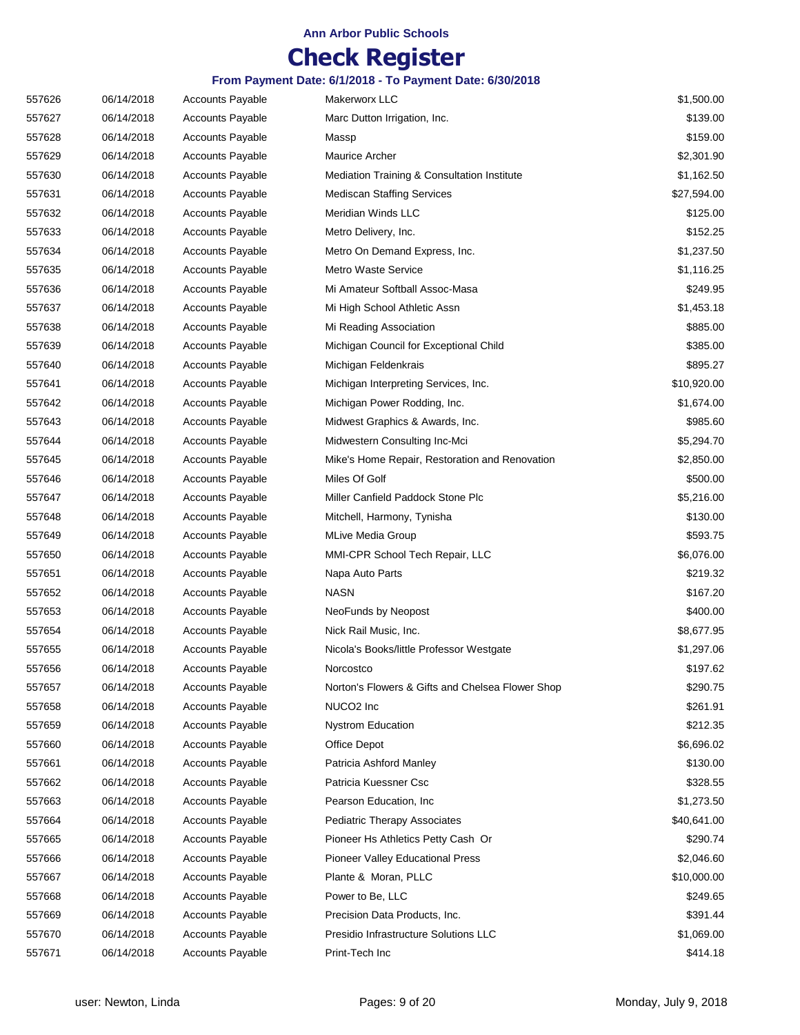**Ann Arbor Public Schools**

# Check Register

### From Payment Date: 6/1/2018 - To Payment Date: 6/30/2018

| | | | | |
|---|---|---|---|---|
| 557626 | 06/14/2018 | Accounts Payable | Makerworx LLC | $1,500.00 |
| 557627 | 06/14/2018 | Accounts Payable | Marc Dutton Irrigation, Inc. | $139.00 |
| 557628 | 06/14/2018 | Accounts Payable | Massp | $159.00 |
| 557629 | 06/14/2018 | Accounts Payable | Maurice Archer | $2,301.90 |
| 557630 | 06/14/2018 | Accounts Payable | Mediation Training & Consultation Institute | $1,162.50 |
| 557631 | 06/14/2018 | Accounts Payable | Mediscan Staffing Services | $27,594.00 |
| 557632 | 06/14/2018 | Accounts Payable | Meridian Winds LLC | $125.00 |
| 557633 | 06/14/2018 | Accounts Payable | Metro Delivery, Inc. | $152.25 |
| 557634 | 06/14/2018 | Accounts Payable | Metro On Demand Express, Inc. | $1,237.50 |
| 557635 | 06/14/2018 | Accounts Payable | Metro Waste Service | $1,116.25 |
| 557636 | 06/14/2018 | Accounts Payable | Mi Amateur Softball Assoc-Masa | $249.95 |
| 557637 | 06/14/2018 | Accounts Payable | Mi High School Athletic Assn | $1,453.18 |
| 557638 | 06/14/2018 | Accounts Payable | Mi Reading Association | $885.00 |
| 557639 | 06/14/2018 | Accounts Payable | Michigan Council for Exceptional Child | $385.00 |
| 557640 | 06/14/2018 | Accounts Payable | Michigan Feldenkrais | $895.27 |
| 557641 | 06/14/2018 | Accounts Payable | Michigan Interpreting Services, Inc. | $10,920.00 |
| 557642 | 06/14/2018 | Accounts Payable | Michigan Power Rodding, Inc. | $1,674.00 |
| 557643 | 06/14/2018 | Accounts Payable | Midwest Graphics & Awards, Inc. | $985.60 |
| 557644 | 06/14/2018 | Accounts Payable | Midwestern Consulting Inc-Mci | $5,294.70 |
| 557645 | 06/14/2018 | Accounts Payable | Mike's Home Repair, Restoration and Renovation | $2,850.00 |
| 557646 | 06/14/2018 | Accounts Payable | Miles Of Golf | $500.00 |
| 557647 | 06/14/2018 | Accounts Payable | Miller Canfield Paddock Stone Plc | $5,216.00 |
| 557648 | 06/14/2018 | Accounts Payable | Mitchell, Harmony, Tynisha | $130.00 |
| 557649 | 06/14/2018 | Accounts Payable | MLive Media Group | $593.75 |
| 557650 | 06/14/2018 | Accounts Payable | MMI-CPR School Tech Repair, LLC | $6,076.00 |
| 557651 | 06/14/2018 | Accounts Payable | Napa Auto Parts | $219.32 |
| 557652 | 06/14/2018 | Accounts Payable | NASN | $167.20 |
| 557653 | 06/14/2018 | Accounts Payable | NeoFunds by Neopost | $400.00 |
| 557654 | 06/14/2018 | Accounts Payable | Nick Rail Music, Inc. | $8,677.95 |
| 557655 | 06/14/2018 | Accounts Payable | Nicola's Books/little Professor Westgate | $1,297.06 |
| 557656 | 06/14/2018 | Accounts Payable | Norcostco | $197.62 |
| 557657 | 06/14/2018 | Accounts Payable | Norton's Flowers & Gifts and Chelsea Flower Shop | $290.75 |
| 557658 | 06/14/2018 | Accounts Payable | NUCO2 Inc | $261.91 |
| 557659 | 06/14/2018 | Accounts Payable | Nystrom Education | $212.35 |
| 557660 | 06/14/2018 | Accounts Payable | Office Depot | $6,696.02 |
| 557661 | 06/14/2018 | Accounts Payable | Patricia Ashford Manley | $130.00 |
| 557662 | 06/14/2018 | Accounts Payable | Patricia Kuessner Csc | $328.55 |
| 557663 | 06/14/2018 | Accounts Payable | Pearson Education, Inc | $1,273.50 |
| 557664 | 06/14/2018 | Accounts Payable | Pediatric Therapy Associates | $40,641.00 |
| 557665 | 06/14/2018 | Accounts Payable | Pioneer Hs Athletics Petty Cash Or | $290.74 |
| 557666 | 06/14/2018 | Accounts Payable | Pioneer Valley Educational Press | $2,046.60 |
| 557667 | 06/14/2018 | Accounts Payable | Plante & Moran, PLLC | $10,000.00 |
| 557668 | 06/14/2018 | Accounts Payable | Power to Be, LLC | $249.65 |
| 557669 | 06/14/2018 | Accounts Payable | Precision Data Products, Inc. | $391.44 |
| 557670 | 06/14/2018 | Accounts Payable | Presidio Infrastructure Solutions LLC | $1,069.00 |
| 557671 | 06/14/2018 | Accounts Payable | Print-Tech Inc | $414.18 |

user: Newton, Linda — Monday, July 9, 2018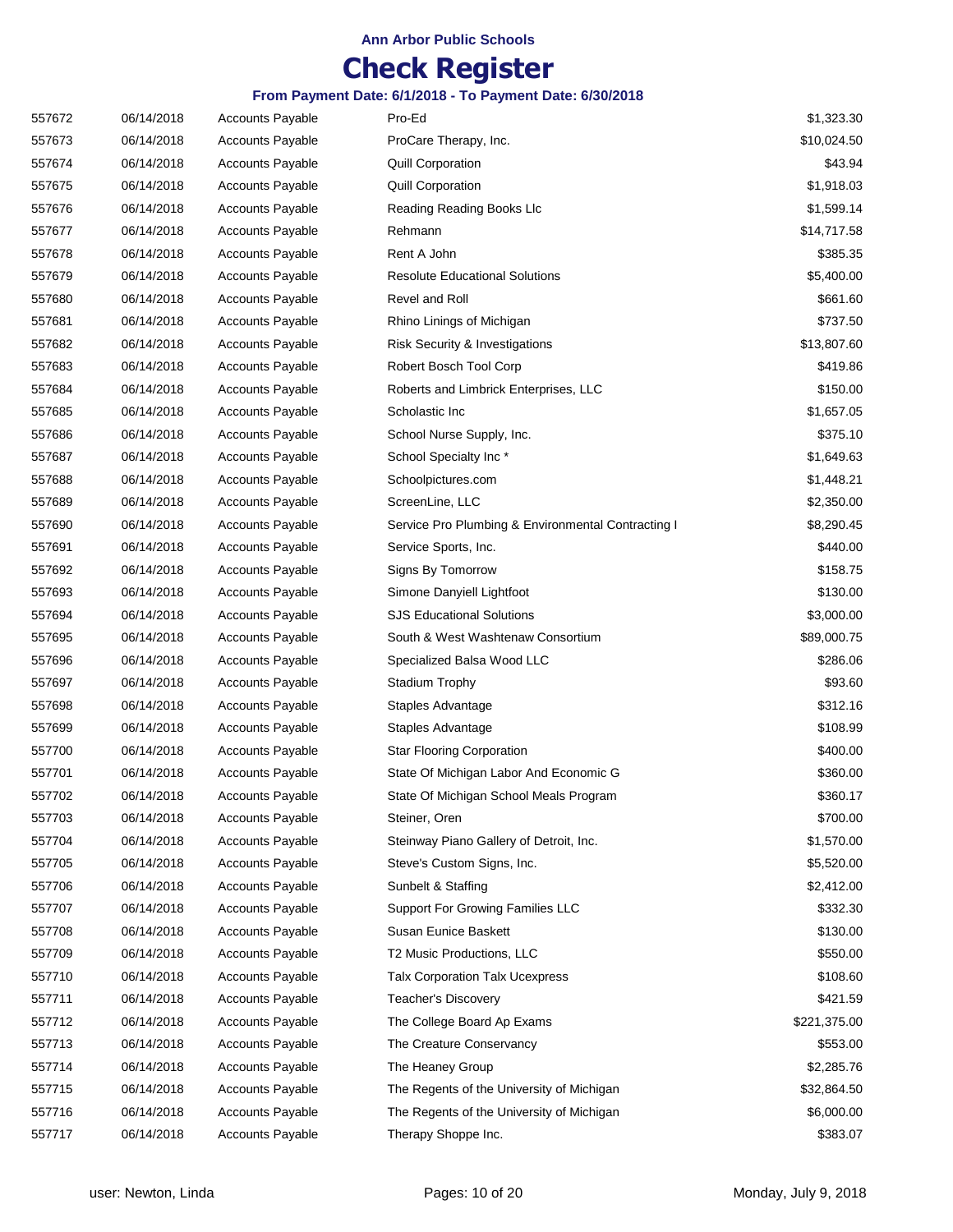**Ann Arbor Public Schools**

# Check Register

**From Payment Date: 6/1/2018 - To Payment Date: 6/30/2018**

| | | | | |
|---|---|---|---|---|
| 557672 | 06/14/2018 | Accounts Payable | Pro-Ed | $1,323.30 |
| 557673 | 06/14/2018 | Accounts Payable | ProCare Therapy, Inc. | $10,024.50 |
| 557674 | 06/14/2018 | Accounts Payable | Quill Corporation | $43.94 |
| 557675 | 06/14/2018 | Accounts Payable | Quill Corporation | $1,918.03 |
| 557676 | 06/14/2018 | Accounts Payable | Reading Reading Books Llc | $1,599.14 |
| 557677 | 06/14/2018 | Accounts Payable | Rehmann | $14,717.58 |
| 557678 | 06/14/2018 | Accounts Payable | Rent A John | $385.35 |
| 557679 | 06/14/2018 | Accounts Payable | Resolute Educational Solutions | $5,400.00 |
| 557680 | 06/14/2018 | Accounts Payable | Revel and Roll | $661.60 |
| 557681 | 06/14/2018 | Accounts Payable | Rhino Linings of Michigan | $737.50 |
| 557682 | 06/14/2018 | Accounts Payable | Risk Security & Investigations | $13,807.60 |
| 557683 | 06/14/2018 | Accounts Payable | Robert Bosch Tool Corp | $419.86 |
| 557684 | 06/14/2018 | Accounts Payable | Roberts and Limbrick Enterprises, LLC | $150.00 |
| 557685 | 06/14/2018 | Accounts Payable | Scholastic Inc | $1,657.05 |
| 557686 | 06/14/2018 | Accounts Payable | School Nurse Supply, Inc. | $375.10 |
| 557687 | 06/14/2018 | Accounts Payable | School Specialty Inc * | $1,649.63 |
| 557688 | 06/14/2018 | Accounts Payable | Schoolpictures.com | $1,448.21 |
| 557689 | 06/14/2018 | Accounts Payable | ScreenLine, LLC | $2,350.00 |
| 557690 | 06/14/2018 | Accounts Payable | Service Pro Plumbing & Environmental Contracting I | $8,290.45 |
| 557691 | 06/14/2018 | Accounts Payable | Service Sports, Inc. | $440.00 |
| 557692 | 06/14/2018 | Accounts Payable | Signs By Tomorrow | $158.75 |
| 557693 | 06/14/2018 | Accounts Payable | Simone Danyiell Lightfoot | $130.00 |
| 557694 | 06/14/2018 | Accounts Payable | SJS Educational Solutions | $3,000.00 |
| 557695 | 06/14/2018 | Accounts Payable | South & West Washtenaw Consortium | $89,000.75 |
| 557696 | 06/14/2018 | Accounts Payable | Specialized Balsa Wood LLC | $286.06 |
| 557697 | 06/14/2018 | Accounts Payable | Stadium Trophy | $93.60 |
| 557698 | 06/14/2018 | Accounts Payable | Staples Advantage | $312.16 |
| 557699 | 06/14/2018 | Accounts Payable | Staples Advantage | $108.99 |
| 557700 | 06/14/2018 | Accounts Payable | Star Flooring Corporation | $400.00 |
| 557701 | 06/14/2018 | Accounts Payable | State Of Michigan Labor And Economic G | $360.00 |
| 557702 | 06/14/2018 | Accounts Payable | State Of Michigan School Meals Program | $360.17 |
| 557703 | 06/14/2018 | Accounts Payable | Steiner, Oren | $700.00 |
| 557704 | 06/14/2018 | Accounts Payable | Steinway Piano Gallery of Detroit, Inc. | $1,570.00 |
| 557705 | 06/14/2018 | Accounts Payable | Steve's Custom Signs, Inc. | $5,520.00 |
| 557706 | 06/14/2018 | Accounts Payable | Sunbelt & Staffing | $2,412.00 |
| 557707 | 06/14/2018 | Accounts Payable | Support For Growing Families LLC | $332.30 |
| 557708 | 06/14/2018 | Accounts Payable | Susan Eunice Baskett | $130.00 |
| 557709 | 06/14/2018 | Accounts Payable | T2 Music Productions, LLC | $550.00 |
| 557710 | 06/14/2018 | Accounts Payable | Talx Corporation Talx Ucexpress | $108.60 |
| 557711 | 06/14/2018 | Accounts Payable | Teacher's Discovery | $421.59 |
| 557712 | 06/14/2018 | Accounts Payable | The College Board Ap Exams | $221,375.00 |
| 557713 | 06/14/2018 | Accounts Payable | The Creature Conservancy | $553.00 |
| 557714 | 06/14/2018 | Accounts Payable | The Heaney Group | $2,285.76 |
| 557715 | 06/14/2018 | Accounts Payable | The Regents of the University of Michigan | $32,864.50 |
| 557716 | 06/14/2018 | Accounts Payable | The Regents of the University of Michigan | $6,000.00 |
| 557717 | 06/14/2018 | Accounts Payable | Therapy Shoppe Inc. | $383.07 |

user: Newton, Linda — Monday, July 9, 2018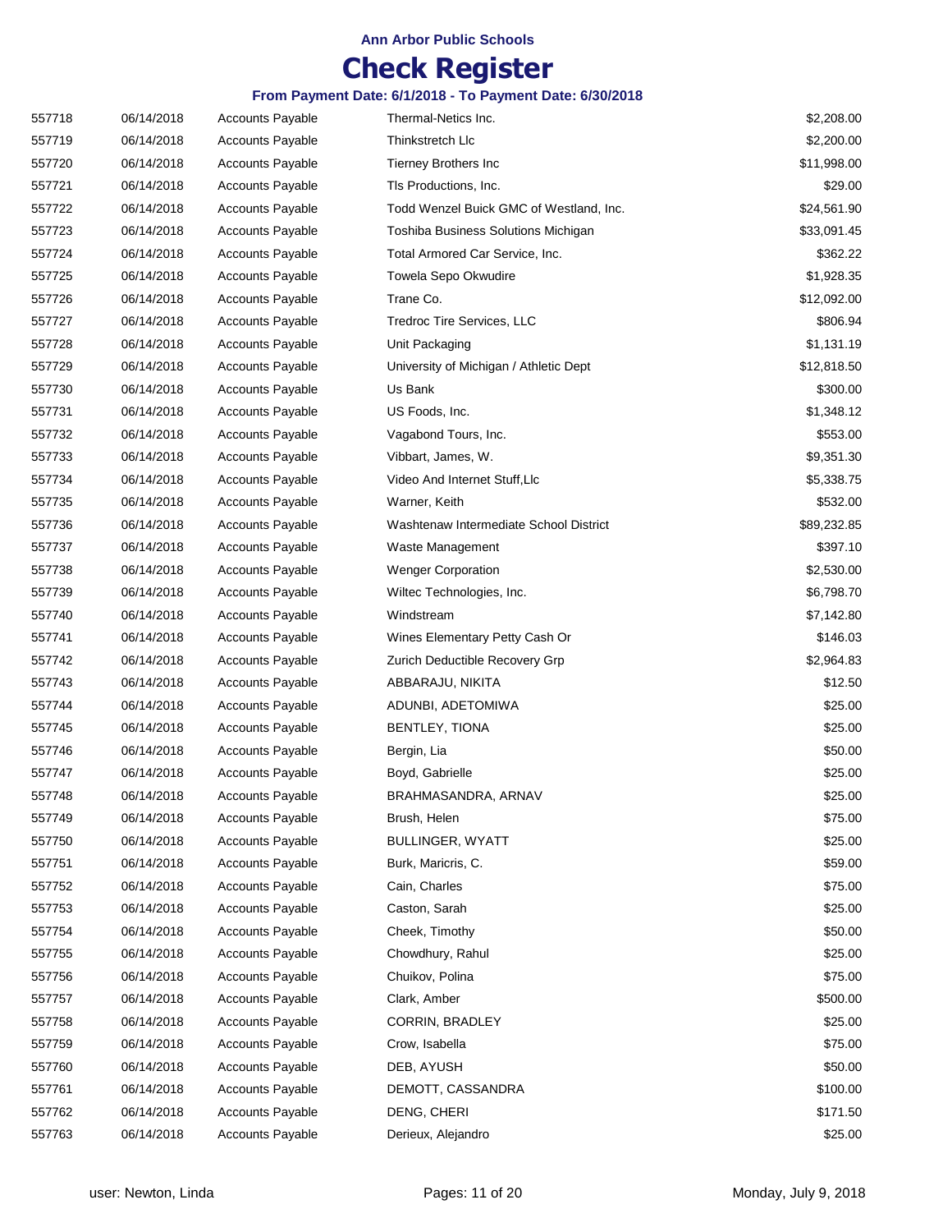**Ann Arbor Public Schools**

# Check Register

**From Payment Date: 6/1/2018 - To Payment Date: 6/30/2018**

| | | | | |
|---|---|---|---|---|
| 557718 | 06/14/2018 | Accounts Payable | Thermal-Netics Inc. | $2,208.00 |
| 557719 | 06/14/2018 | Accounts Payable | Thinkstretch Llc | $2,200.00 |
| 557720 | 06/14/2018 | Accounts Payable | Tierney Brothers Inc | $11,998.00 |
| 557721 | 06/14/2018 | Accounts Payable | Tls Productions, Inc. | $29.00 |
| 557722 | 06/14/2018 | Accounts Payable | Todd Wenzel Buick GMC of Westland, Inc. | $24,561.90 |
| 557723 | 06/14/2018 | Accounts Payable | Toshiba Business Solutions Michigan | $33,091.45 |
| 557724 | 06/14/2018 | Accounts Payable | Total Armored Car Service, Inc. | $362.22 |
| 557725 | 06/14/2018 | Accounts Payable | Towela Sepo Okwudire | $1,928.35 |
| 557726 | 06/14/2018 | Accounts Payable | Trane Co. | $12,092.00 |
| 557727 | 06/14/2018 | Accounts Payable | Tredroc Tire Services, LLC | $806.94 |
| 557728 | 06/14/2018 | Accounts Payable | Unit Packaging | $1,131.19 |
| 557729 | 06/14/2018 | Accounts Payable | University of Michigan / Athletic Dept | $12,818.50 |
| 557730 | 06/14/2018 | Accounts Payable | Us Bank | $300.00 |
| 557731 | 06/14/2018 | Accounts Payable | US Foods, Inc. | $1,348.12 |
| 557732 | 06/14/2018 | Accounts Payable | Vagabond Tours, Inc. | $553.00 |
| 557733 | 06/14/2018 | Accounts Payable | Vibbart, James, W. | $9,351.30 |
| 557734 | 06/14/2018 | Accounts Payable | Video And Internet Stuff,Llc | $5,338.75 |
| 557735 | 06/14/2018 | Accounts Payable | Warner, Keith | $532.00 |
| 557736 | 06/14/2018 | Accounts Payable | Washtenaw Intermediate School District | $89,232.85 |
| 557737 | 06/14/2018 | Accounts Payable | Waste Management | $397.10 |
| 557738 | 06/14/2018 | Accounts Payable | Wenger Corporation | $2,530.00 |
| 557739 | 06/14/2018 | Accounts Payable | Wiltec Technologies, Inc. | $6,798.70 |
| 557740 | 06/14/2018 | Accounts Payable | Windstream | $7,142.80 |
| 557741 | 06/14/2018 | Accounts Payable | Wines Elementary Petty Cash Or | $146.03 |
| 557742 | 06/14/2018 | Accounts Payable | Zurich Deductible Recovery Grp | $2,964.83 |
| 557743 | 06/14/2018 | Accounts Payable | ABBARAJU, NIKITA | $12.50 |
| 557744 | 06/14/2018 | Accounts Payable | ADUNBI, ADETOMIWA | $25.00 |
| 557745 | 06/14/2018 | Accounts Payable | BENTLEY, TIONA | $25.00 |
| 557746 | 06/14/2018 | Accounts Payable | Bergin, Lia | $50.00 |
| 557747 | 06/14/2018 | Accounts Payable | Boyd, Gabrielle | $25.00 |
| 557748 | 06/14/2018 | Accounts Payable | BRAHMASANDRA, ARNAV | $25.00 |
| 557749 | 06/14/2018 | Accounts Payable | Brush, Helen | $75.00 |
| 557750 | 06/14/2018 | Accounts Payable | BULLINGER, WYATT | $25.00 |
| 557751 | 06/14/2018 | Accounts Payable | Burk, Maricris, C. | $59.00 |
| 557752 | 06/14/2018 | Accounts Payable | Cain, Charles | $75.00 |
| 557753 | 06/14/2018 | Accounts Payable | Caston, Sarah | $25.00 |
| 557754 | 06/14/2018 | Accounts Payable | Cheek, Timothy | $50.00 |
| 557755 | 06/14/2018 | Accounts Payable | Chowdhury, Rahul | $25.00 |
| 557756 | 06/14/2018 | Accounts Payable | Chuikov, Polina | $75.00 |
| 557757 | 06/14/2018 | Accounts Payable | Clark, Amber | $500.00 |
| 557758 | 06/14/2018 | Accounts Payable | CORRIN, BRADLEY | $25.00 |
| 557759 | 06/14/2018 | Accounts Payable | Crow, Isabella | $75.00 |
| 557760 | 06/14/2018 | Accounts Payable | DEB, AYUSH | $50.00 |
| 557761 | 06/14/2018 | Accounts Payable | DEMOTT, CASSANDRA | $100.00 |
| 557762 | 06/14/2018 | Accounts Payable | DENG, CHERI | $171.50 |
| 557763 | 06/14/2018 | Accounts Payable | Derieux, Alejandro | $25.00 |

user: Newton, Linda Monday, July 9, 2018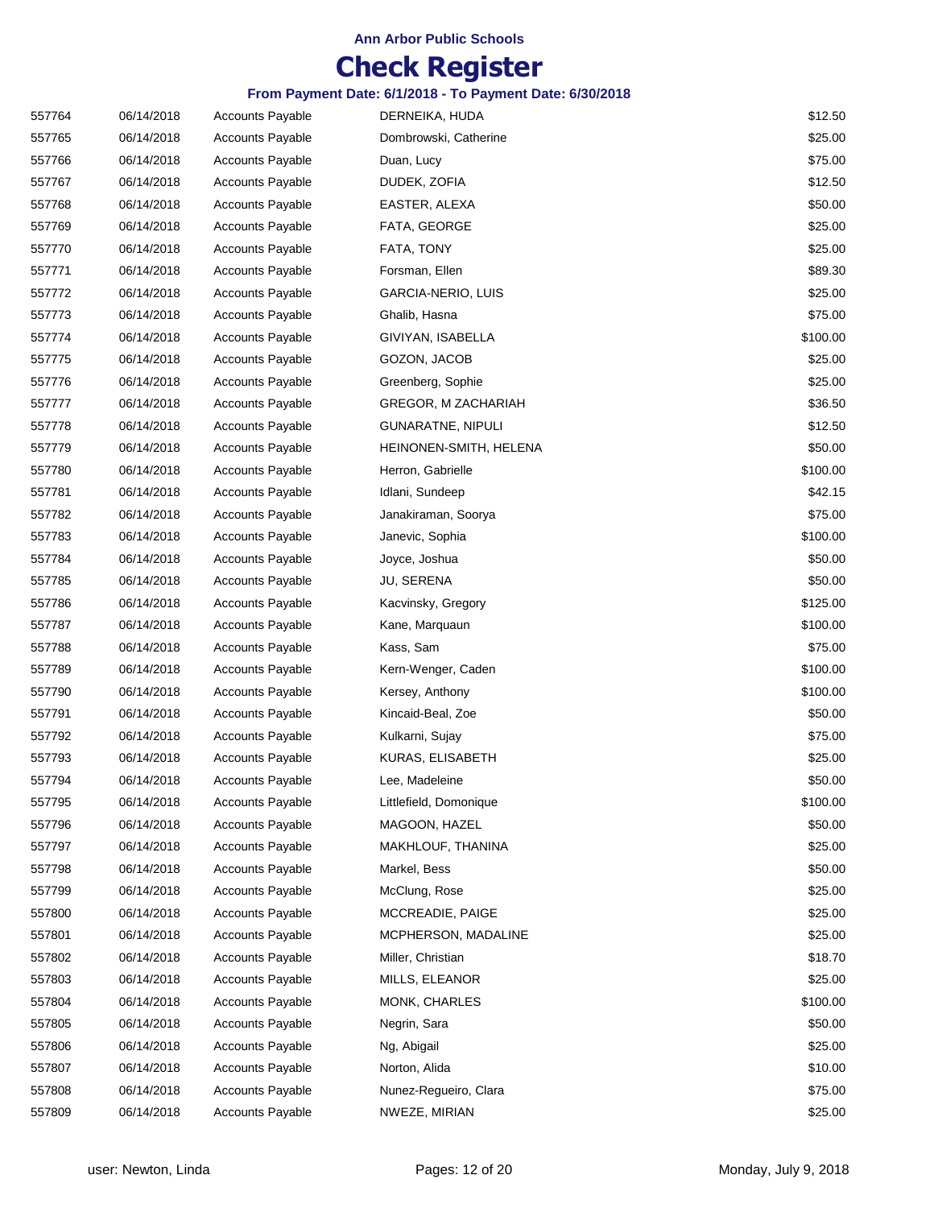**Ann Arbor Public Schools**

# Check Register

**From Payment Date: 6/1/2018 - To Payment Date: 6/30/2018**

| | | | | |
|---|---|---|---|---|
| 557764 | 06/14/2018 | Accounts Payable | DERNEIKA, HUDA | $12.50 |
| 557765 | 06/14/2018 | Accounts Payable | Dombrowski, Catherine | $25.00 |
| 557766 | 06/14/2018 | Accounts Payable | Duan, Lucy | $75.00 |
| 557767 | 06/14/2018 | Accounts Payable | DUDEK, ZOFIA | $12.50 |
| 557768 | 06/14/2018 | Accounts Payable | EASTER, ALEXA | $50.00 |
| 557769 | 06/14/2018 | Accounts Payable | FATA, GEORGE | $25.00 |
| 557770 | 06/14/2018 | Accounts Payable | FATA, TONY | $25.00 |
| 557771 | 06/14/2018 | Accounts Payable | Forsman, Ellen | $89.30 |
| 557772 | 06/14/2018 | Accounts Payable | GARCIA-NERIO, LUIS | $25.00 |
| 557773 | 06/14/2018 | Accounts Payable | Ghalib, Hasna | $75.00 |
| 557774 | 06/14/2018 | Accounts Payable | GIVIYAN, ISABELLA | $100.00 |
| 557775 | 06/14/2018 | Accounts Payable | GOZON, JACOB | $25.00 |
| 557776 | 06/14/2018 | Accounts Payable | Greenberg, Sophie | $25.00 |
| 557777 | 06/14/2018 | Accounts Payable | GREGOR, M ZACHARIAH | $36.50 |
| 557778 | 06/14/2018 | Accounts Payable | GUNARATNE, NIPULI | $12.50 |
| 557779 | 06/14/2018 | Accounts Payable | HEINONEN-SMITH, HELENA | $50.00 |
| 557780 | 06/14/2018 | Accounts Payable | Herron, Gabrielle | $100.00 |
| 557781 | 06/14/2018 | Accounts Payable | Idlani, Sundeep | $42.15 |
| 557782 | 06/14/2018 | Accounts Payable | Janakiraman, Soorya | $75.00 |
| 557783 | 06/14/2018 | Accounts Payable | Janevic, Sophia | $100.00 |
| 557784 | 06/14/2018 | Accounts Payable | Joyce, Joshua | $50.00 |
| 557785 | 06/14/2018 | Accounts Payable | JU, SERENA | $50.00 |
| 557786 | 06/14/2018 | Accounts Payable | Kacvinsky, Gregory | $125.00 |
| 557787 | 06/14/2018 | Accounts Payable | Kane, Marquaun | $100.00 |
| 557788 | 06/14/2018 | Accounts Payable | Kass, Sam | $75.00 |
| 557789 | 06/14/2018 | Accounts Payable | Kern-Wenger, Caden | $100.00 |
| 557790 | 06/14/2018 | Accounts Payable | Kersey, Anthony | $100.00 |
| 557791 | 06/14/2018 | Accounts Payable | Kincaid-Beal, Zoe | $50.00 |
| 557792 | 06/14/2018 | Accounts Payable | Kulkarni, Sujay | $75.00 |
| 557793 | 06/14/2018 | Accounts Payable | KURAS, ELISABETH | $25.00 |
| 557794 | 06/14/2018 | Accounts Payable | Lee, Madeleine | $50.00 |
| 557795 | 06/14/2018 | Accounts Payable | Littlefield, Domonique | $100.00 |
| 557796 | 06/14/2018 | Accounts Payable | MAGOON, HAZEL | $50.00 |
| 557797 | 06/14/2018 | Accounts Payable | MAKHLOUF, THANINA | $25.00 |
| 557798 | 06/14/2018 | Accounts Payable | Markel, Bess | $50.00 |
| 557799 | 06/14/2018 | Accounts Payable | McClung, Rose | $25.00 |
| 557800 | 06/14/2018 | Accounts Payable | MCCREADIE, PAIGE | $25.00 |
| 557801 | 06/14/2018 | Accounts Payable | MCPHERSON, MADALINE | $25.00 |
| 557802 | 06/14/2018 | Accounts Payable | Miller, Christian | $18.70 |
| 557803 | 06/14/2018 | Accounts Payable | MILLS, ELEANOR | $25.00 |
| 557804 | 06/14/2018 | Accounts Payable | MONK, CHARLES | $100.00 |
| 557805 | 06/14/2018 | Accounts Payable | Negrin, Sara | $50.00 |
| 557806 | 06/14/2018 | Accounts Payable | Ng, Abigail | $25.00 |
| 557807 | 06/14/2018 | Accounts Payable | Norton, Alida | $10.00 |
| 557808 | 06/14/2018 | Accounts Payable | Nunez-Regueiro, Clara | $75.00 |
| 557809 | 06/14/2018 | Accounts Payable | NWEZE, MIRIAN | $25.00 |

user: Newton, Linda — Monday, July 9, 2018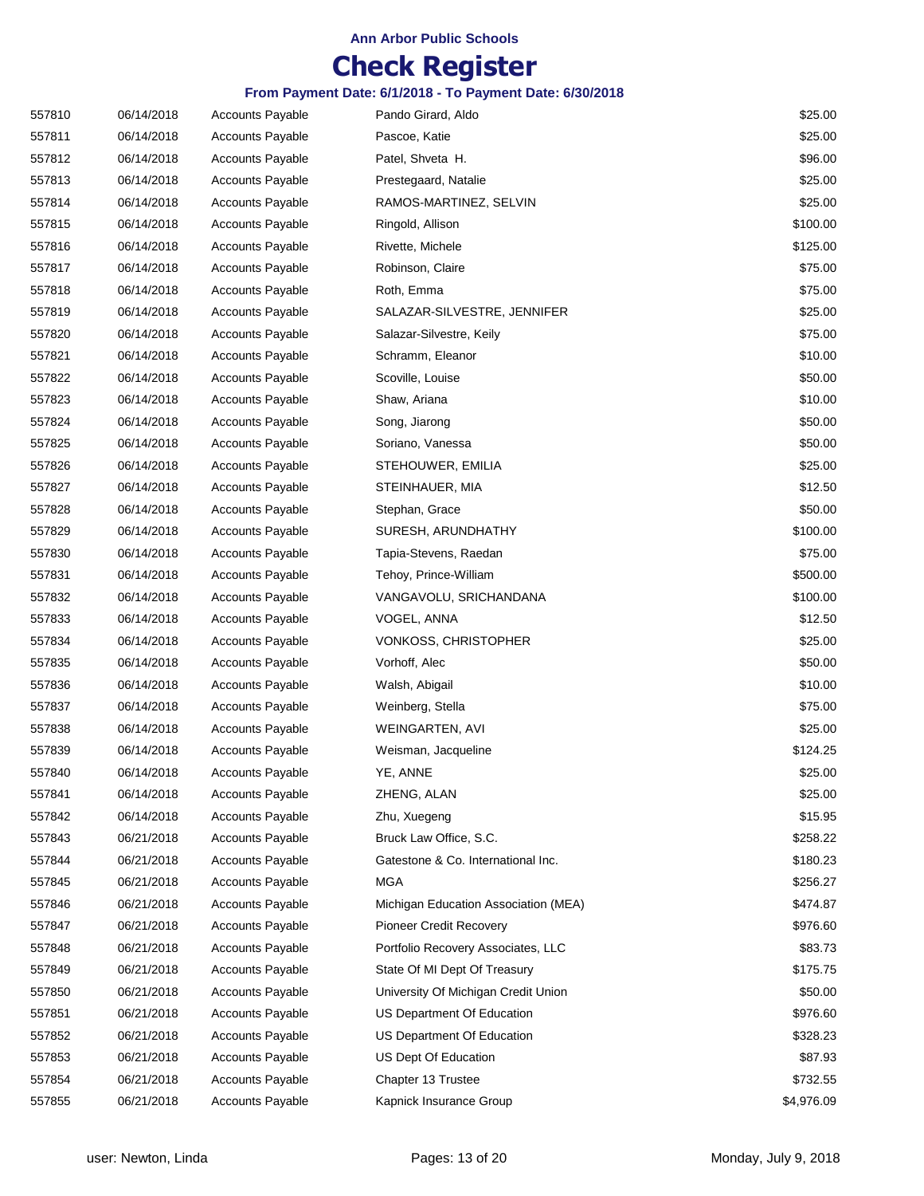**Ann Arbor Public Schools**

# Check Register

**From Payment Date: 6/1/2018 - To Payment Date: 6/30/2018**

| | | | | |
|---|---|---|---|---|
| 557810 | 06/14/2018 | Accounts Payable | Pando Girard, Aldo | $25.00 |
| 557811 | 06/14/2018 | Accounts Payable | Pascoe, Katie | $25.00 |
| 557812 | 06/14/2018 | Accounts Payable | Patel, Shveta H. | $96.00 |
| 557813 | 06/14/2018 | Accounts Payable | Prestegaard, Natalie | $25.00 |
| 557814 | 06/14/2018 | Accounts Payable | RAMOS-MARTINEZ, SELVIN | $25.00 |
| 557815 | 06/14/2018 | Accounts Payable | Ringold, Allison | $100.00 |
| 557816 | 06/14/2018 | Accounts Payable | Rivette, Michele | $125.00 |
| 557817 | 06/14/2018 | Accounts Payable | Robinson, Claire | $75.00 |
| 557818 | 06/14/2018 | Accounts Payable | Roth, Emma | $75.00 |
| 557819 | 06/14/2018 | Accounts Payable | SALAZAR-SILVESTRE, JENNIFER | $25.00 |
| 557820 | 06/14/2018 | Accounts Payable | Salazar-Silvestre, Keily | $75.00 |
| 557821 | 06/14/2018 | Accounts Payable | Schramm, Eleanor | $10.00 |
| 557822 | 06/14/2018 | Accounts Payable | Scoville, Louise | $50.00 |
| 557823 | 06/14/2018 | Accounts Payable | Shaw, Ariana | $10.00 |
| 557824 | 06/14/2018 | Accounts Payable | Song, Jiarong | $50.00 |
| 557825 | 06/14/2018 | Accounts Payable | Soriano, Vanessa | $50.00 |
| 557826 | 06/14/2018 | Accounts Payable | STEHOUWER, EMILIA | $25.00 |
| 557827 | 06/14/2018 | Accounts Payable | STEINHAUER, MIA | $12.50 |
| 557828 | 06/14/2018 | Accounts Payable | Stephan, Grace | $50.00 |
| 557829 | 06/14/2018 | Accounts Payable | SURESH, ARUNDHATHY | $100.00 |
| 557830 | 06/14/2018 | Accounts Payable | Tapia-Stevens, Raedan | $75.00 |
| 557831 | 06/14/2018 | Accounts Payable | Tehoy, Prince-William | $500.00 |
| 557832 | 06/14/2018 | Accounts Payable | VANGAVOLU, SRICHANDANA | $100.00 |
| 557833 | 06/14/2018 | Accounts Payable | VOGEL, ANNA | $12.50 |
| 557834 | 06/14/2018 | Accounts Payable | VONKOSS, CHRISTOPHER | $25.00 |
| 557835 | 06/14/2018 | Accounts Payable | Vorhoff, Alec | $50.00 |
| 557836 | 06/14/2018 | Accounts Payable | Walsh, Abigail | $10.00 |
| 557837 | 06/14/2018 | Accounts Payable | Weinberg, Stella | $75.00 |
| 557838 | 06/14/2018 | Accounts Payable | WEINGARTEN, AVI | $25.00 |
| 557839 | 06/14/2018 | Accounts Payable | Weisman, Jacqueline | $124.25 |
| 557840 | 06/14/2018 | Accounts Payable | YE, ANNE | $25.00 |
| 557841 | 06/14/2018 | Accounts Payable | ZHENG, ALAN | $25.00 |
| 557842 | 06/14/2018 | Accounts Payable | Zhu, Xuegeng | $15.95 |
| 557843 | 06/21/2018 | Accounts Payable | Bruck Law Office, S.C. | $258.22 |
| 557844 | 06/21/2018 | Accounts Payable | Gatestone & Co. International Inc. | $180.23 |
| 557845 | 06/21/2018 | Accounts Payable | MGA | $256.27 |
| 557846 | 06/21/2018 | Accounts Payable | Michigan Education Association (MEA) | $474.87 |
| 557847 | 06/21/2018 | Accounts Payable | Pioneer Credit Recovery | $976.60 |
| 557848 | 06/21/2018 | Accounts Payable | Portfolio Recovery Associates, LLC | $83.73 |
| 557849 | 06/21/2018 | Accounts Payable | State Of MI Dept Of Treasury | $175.75 |
| 557850 | 06/21/2018 | Accounts Payable | University Of Michigan Credit Union | $50.00 |
| 557851 | 06/21/2018 | Accounts Payable | US Department Of Education | $976.60 |
| 557852 | 06/21/2018 | Accounts Payable | US Department Of Education | $328.23 |
| 557853 | 06/21/2018 | Accounts Payable | US Dept Of Education | $87.93 |
| 557854 | 06/21/2018 | Accounts Payable | Chapter 13 Trustee | $732.55 |
| 557855 | 06/21/2018 | Accounts Payable | Kapnick Insurance Group | $4,976.09 |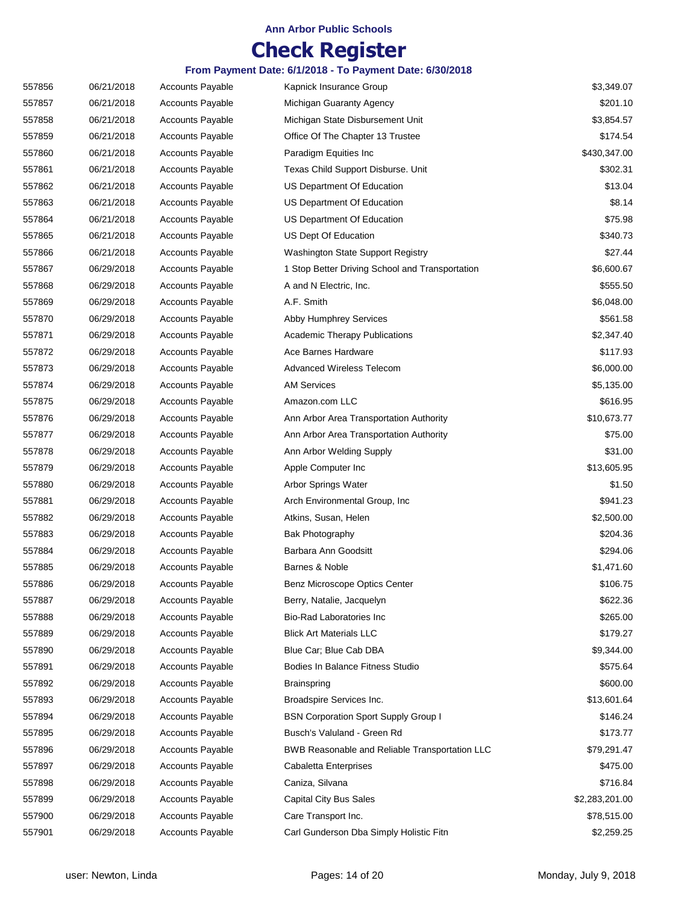**Ann Arbor Public Schools**

# Check Register

**From Payment Date: 6/1/2018 - To Payment Date: 6/30/2018**

| | | | | |
|---|---|---|---|---|
| 557856 | 06/21/2018 | Accounts Payable | Kapnick Insurance Group | $3,349.07 |
| 557857 | 06/21/2018 | Accounts Payable | Michigan Guaranty Agency | $201.10 |
| 557858 | 06/21/2018 | Accounts Payable | Michigan State Disbursement Unit | $3,854.57 |
| 557859 | 06/21/2018 | Accounts Payable | Office Of The Chapter 13 Trustee | $174.54 |
| 557860 | 06/21/2018 | Accounts Payable | Paradigm Equities Inc | $430,347.00 |
| 557861 | 06/21/2018 | Accounts Payable | Texas Child Support Disburse. Unit | $302.31 |
| 557862 | 06/21/2018 | Accounts Payable | US Department Of Education | $13.04 |
| 557863 | 06/21/2018 | Accounts Payable | US Department Of Education | $8.14 |
| 557864 | 06/21/2018 | Accounts Payable | US Department Of Education | $75.98 |
| 557865 | 06/21/2018 | Accounts Payable | US Dept Of Education | $340.73 |
| 557866 | 06/21/2018 | Accounts Payable | Washington State Support Registry | $27.44 |
| 557867 | 06/29/2018 | Accounts Payable | 1 Stop Better Driving School and Transportation | $6,600.67 |
| 557868 | 06/29/2018 | Accounts Payable | A and N Electric, Inc. | $555.50 |
| 557869 | 06/29/2018 | Accounts Payable | A.F. Smith | $6,048.00 |
| 557870 | 06/29/2018 | Accounts Payable | Abby Humphrey Services | $561.58 |
| 557871 | 06/29/2018 | Accounts Payable | Academic Therapy Publications | $2,347.40 |
| 557872 | 06/29/2018 | Accounts Payable | Ace Barnes Hardware | $117.93 |
| 557873 | 06/29/2018 | Accounts Payable | Advanced Wireless Telecom | $6,000.00 |
| 557874 | 06/29/2018 | Accounts Payable | AM Services | $5,135.00 |
| 557875 | 06/29/2018 | Accounts Payable | Amazon.com LLC | $616.95 |
| 557876 | 06/29/2018 | Accounts Payable | Ann Arbor Area Transportation Authority | $10,673.77 |
| 557877 | 06/29/2018 | Accounts Payable | Ann Arbor Area Transportation Authority | $75.00 |
| 557878 | 06/29/2018 | Accounts Payable | Ann Arbor Welding Supply | $31.00 |
| 557879 | 06/29/2018 | Accounts Payable | Apple Computer Inc | $13,605.95 |
| 557880 | 06/29/2018 | Accounts Payable | Arbor Springs Water | $1.50 |
| 557881 | 06/29/2018 | Accounts Payable | Arch Environmental Group, Inc | $941.23 |
| 557882 | 06/29/2018 | Accounts Payable | Atkins, Susan, Helen | $2,500.00 |
| 557883 | 06/29/2018 | Accounts Payable | Bak Photography | $204.36 |
| 557884 | 06/29/2018 | Accounts Payable | Barbara Ann Goodsitt | $294.06 |
| 557885 | 06/29/2018 | Accounts Payable | Barnes & Noble | $1,471.60 |
| 557886 | 06/29/2018 | Accounts Payable | Benz Microscope Optics Center | $106.75 |
| 557887 | 06/29/2018 | Accounts Payable | Berry, Natalie, Jacquelyn | $622.36 |
| 557888 | 06/29/2018 | Accounts Payable | Bio-Rad Laboratories Inc | $265.00 |
| 557889 | 06/29/2018 | Accounts Payable | Blick Art Materials LLC | $179.27 |
| 557890 | 06/29/2018 | Accounts Payable | Blue Car; Blue Cab DBA | $9,344.00 |
| 557891 | 06/29/2018 | Accounts Payable | Bodies In Balance Fitness Studio | $575.64 |
| 557892 | 06/29/2018 | Accounts Payable | Brainspring | $600.00 |
| 557893 | 06/29/2018 | Accounts Payable | Broadspire Services Inc. | $13,601.64 |
| 557894 | 06/29/2018 | Accounts Payable | BSN Corporation Sport Supply Group I | $146.24 |
| 557895 | 06/29/2018 | Accounts Payable | Busch's Valuland - Green Rd | $173.77 |
| 557896 | 06/29/2018 | Accounts Payable | BWB Reasonable and Reliable Transportation LLC | $79,291.47 |
| 557897 | 06/29/2018 | Accounts Payable | Cabaletta Enterprises | $475.00 |
| 557898 | 06/29/2018 | Accounts Payable | Caniza, Silvana | $716.84 |
| 557899 | 06/29/2018 | Accounts Payable | Capital City Bus Sales | $2,283,201.00 |
| 557900 | 06/29/2018 | Accounts Payable | Care Transport Inc. | $78,515.00 |
| 557901 | 06/29/2018 | Accounts Payable | Carl Gunderson Dba Simply Holistic Fitn | $2,259.25 |

user: Newton, Linda | Monday, July 9, 2018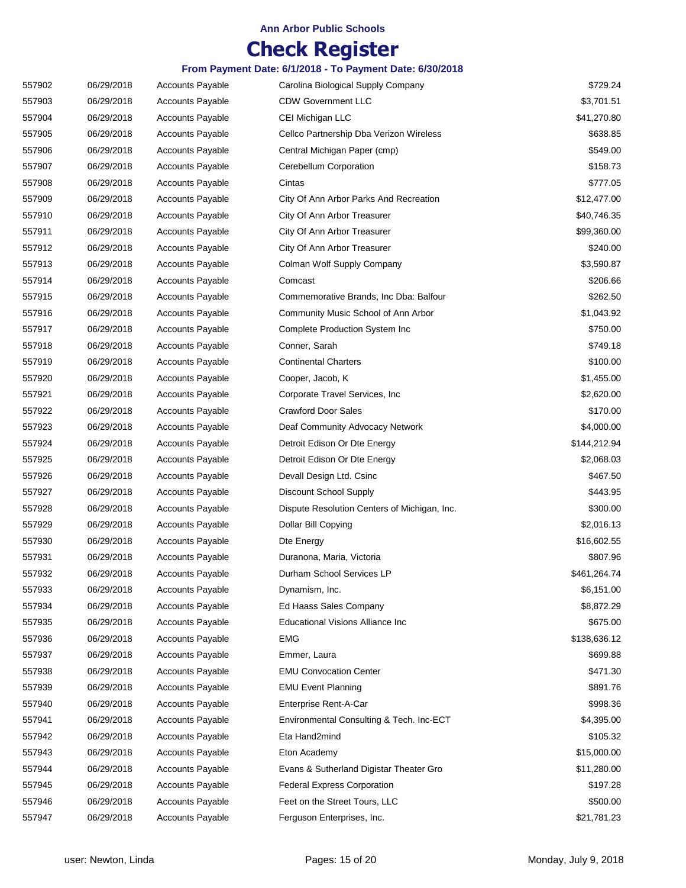**Ann Arbor Public Schools**

# Check Register

### From Payment Date: 6/1/2018 - To Payment Date: 6/30/2018

| | | | | |
|---|---|---|---|---|
| 557902 | 06/29/2018 | Accounts Payable | Carolina Biological Supply Company | $729.24 |
| 557903 | 06/29/2018 | Accounts Payable | CDW Government LLC | $3,701.51 |
| 557904 | 06/29/2018 | Accounts Payable | CEI Michigan LLC | $41,270.80 |
| 557905 | 06/29/2018 | Accounts Payable | Cellco Partnership Dba Verizon Wireless | $638.85 |
| 557906 | 06/29/2018 | Accounts Payable | Central Michigan Paper (cmp) | $549.00 |
| 557907 | 06/29/2018 | Accounts Payable | Cerebellum Corporation | $158.73 |
| 557908 | 06/29/2018 | Accounts Payable | Cintas | $777.05 |
| 557909 | 06/29/2018 | Accounts Payable | City Of Ann Arbor Parks And Recreation | $12,477.00 |
| 557910 | 06/29/2018 | Accounts Payable | City Of Ann Arbor Treasurer | $40,746.35 |
| 557911 | 06/29/2018 | Accounts Payable | City Of Ann Arbor Treasurer | $99,360.00 |
| 557912 | 06/29/2018 | Accounts Payable | City Of Ann Arbor Treasurer | $240.00 |
| 557913 | 06/29/2018 | Accounts Payable | Colman Wolf Supply Company | $3,590.87 |
| 557914 | 06/29/2018 | Accounts Payable | Comcast | $206.66 |
| 557915 | 06/29/2018 | Accounts Payable | Commemorative Brands, Inc Dba: Balfour | $262.50 |
| 557916 | 06/29/2018 | Accounts Payable | Community Music School of Ann Arbor | $1,043.92 |
| 557917 | 06/29/2018 | Accounts Payable | Complete Production System Inc | $750.00 |
| 557918 | 06/29/2018 | Accounts Payable | Conner, Sarah | $749.18 |
| 557919 | 06/29/2018 | Accounts Payable | Continental Charters | $100.00 |
| 557920 | 06/29/2018 | Accounts Payable | Cooper, Jacob, K | $1,455.00 |
| 557921 | 06/29/2018 | Accounts Payable | Corporate Travel Services, Inc | $2,620.00 |
| 557922 | 06/29/2018 | Accounts Payable | Crawford Door Sales | $170.00 |
| 557923 | 06/29/2018 | Accounts Payable | Deaf Community Advocacy Network | $4,000.00 |
| 557924 | 06/29/2018 | Accounts Payable | Detroit Edison Or Dte Energy | $144,212.94 |
| 557925 | 06/29/2018 | Accounts Payable | Detroit Edison Or Dte Energy | $2,068.03 |
| 557926 | 06/29/2018 | Accounts Payable | Devall Design Ltd. Csinc | $467.50 |
| 557927 | 06/29/2018 | Accounts Payable | Discount School Supply | $443.95 |
| 557928 | 06/29/2018 | Accounts Payable | Dispute Resolution Centers of Michigan, Inc. | $300.00 |
| 557929 | 06/29/2018 | Accounts Payable | Dollar Bill Copying | $2,016.13 |
| 557930 | 06/29/2018 | Accounts Payable | Dte Energy | $16,602.55 |
| 557931 | 06/29/2018 | Accounts Payable | Duranona, Maria, Victoria | $807.96 |
| 557932 | 06/29/2018 | Accounts Payable | Durham School Services LP | $461,264.74 |
| 557933 | 06/29/2018 | Accounts Payable | Dynamism, Inc. | $6,151.00 |
| 557934 | 06/29/2018 | Accounts Payable | Ed Haass Sales Company | $8,872.29 |
| 557935 | 06/29/2018 | Accounts Payable | Educational Visions Alliance Inc | $675.00 |
| 557936 | 06/29/2018 | Accounts Payable | EMG | $138,636.12 |
| 557937 | 06/29/2018 | Accounts Payable | Emmer, Laura | $699.88 |
| 557938 | 06/29/2018 | Accounts Payable | EMU Convocation Center | $471.30 |
| 557939 | 06/29/2018 | Accounts Payable | EMU Event Planning | $891.76 |
| 557940 | 06/29/2018 | Accounts Payable | Enterprise Rent-A-Car | $998.36 |
| 557941 | 06/29/2018 | Accounts Payable | Environmental Consulting & Tech. Inc-ECT | $4,395.00 |
| 557942 | 06/29/2018 | Accounts Payable | Eta Hand2mind | $105.32 |
| 557943 | 06/29/2018 | Accounts Payable | Eton Academy | $15,000.00 |
| 557944 | 06/29/2018 | Accounts Payable | Evans & Sutherland Digistar Theater Gro | $11,280.00 |
| 557945 | 06/29/2018 | Accounts Payable | Federal Express Corporation | $197.28 |
| 557946 | 06/29/2018 | Accounts Payable | Feet on the Street Tours, LLC | $500.00 |
| 557947 | 06/29/2018 | Accounts Payable | Ferguson Enterprises, Inc. | $21,781.23 |

user: Newton, Linda — Monday, July 9, 2018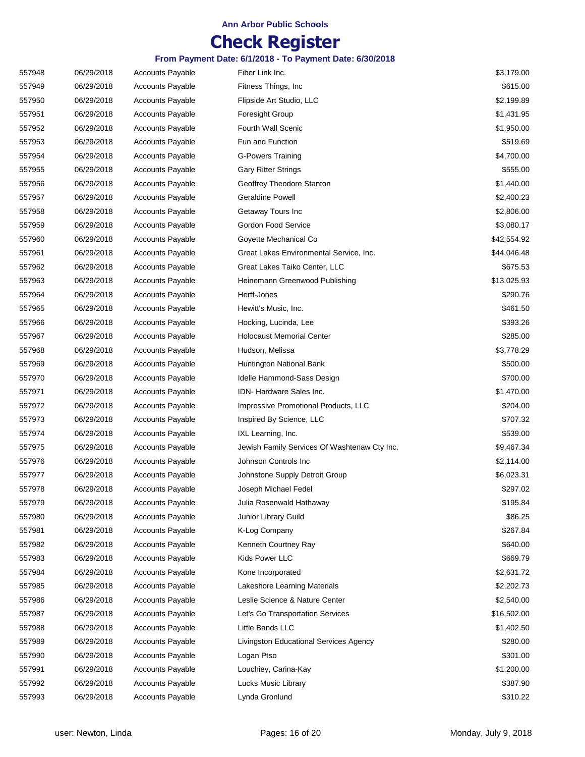**Ann Arbor Public Schools**

# Check Register

**From Payment Date: 6/1/2018 - To Payment Date: 6/30/2018**

| | | | | |
|---|---|---|---|---|
| 557948 | 06/29/2018 | Accounts Payable | Fiber Link Inc. | $3,179.00 |
| 557949 | 06/29/2018 | Accounts Payable | Fitness Things, Inc | $615.00 |
| 557950 | 06/29/2018 | Accounts Payable | Flipside Art Studio, LLC | $2,199.89 |
| 557951 | 06/29/2018 | Accounts Payable | Foresight Group | $1,431.95 |
| 557952 | 06/29/2018 | Accounts Payable | Fourth Wall Scenic | $1,950.00 |
| 557953 | 06/29/2018 | Accounts Payable | Fun and Function | $519.69 |
| 557954 | 06/29/2018 | Accounts Payable | G-Powers Training | $4,700.00 |
| 557955 | 06/29/2018 | Accounts Payable | Gary Ritter Strings | $555.00 |
| 557956 | 06/29/2018 | Accounts Payable | Geoffrey Theodore Stanton | $1,440.00 |
| 557957 | 06/29/2018 | Accounts Payable | Geraldine Powell | $2,400.23 |
| 557958 | 06/29/2018 | Accounts Payable | Getaway Tours Inc | $2,806.00 |
| 557959 | 06/29/2018 | Accounts Payable | Gordon Food Service | $3,080.17 |
| 557960 | 06/29/2018 | Accounts Payable | Goyette Mechanical Co | $42,554.92 |
| 557961 | 06/29/2018 | Accounts Payable | Great Lakes Environmental Service, Inc. | $44,046.48 |
| 557962 | 06/29/2018 | Accounts Payable | Great Lakes Taiko Center, LLC | $675.53 |
| 557963 | 06/29/2018 | Accounts Payable | Heinemann Greenwood Publishing | $13,025.93 |
| 557964 | 06/29/2018 | Accounts Payable | Herff-Jones | $290.76 |
| 557965 | 06/29/2018 | Accounts Payable | Hewitt's Music, Inc. | $461.50 |
| 557966 | 06/29/2018 | Accounts Payable | Hocking, Lucinda, Lee | $393.26 |
| 557967 | 06/29/2018 | Accounts Payable | Holocaust Memorial Center | $285.00 |
| 557968 | 06/29/2018 | Accounts Payable | Hudson, Melissa | $3,778.29 |
| 557969 | 06/29/2018 | Accounts Payable | Huntington National Bank | $500.00 |
| 557970 | 06/29/2018 | Accounts Payable | Idelle Hammond-Sass Design | $700.00 |
| 557971 | 06/29/2018 | Accounts Payable | IDN- Hardware Sales Inc. | $1,470.00 |
| 557972 | 06/29/2018 | Accounts Payable | Impressive Promotional Products, LLC | $204.00 |
| 557973 | 06/29/2018 | Accounts Payable | Inspired By Science, LLC | $707.32 |
| 557974 | 06/29/2018 | Accounts Payable | IXL Learning, Inc. | $539.00 |
| 557975 | 06/29/2018 | Accounts Payable | Jewish Family Services Of Washtenaw Cty Inc. | $9,467.34 |
| 557976 | 06/29/2018 | Accounts Payable | Johnson Controls Inc | $2,114.00 |
| 557977 | 06/29/2018 | Accounts Payable | Johnstone Supply Detroit Group | $6,023.31 |
| 557978 | 06/29/2018 | Accounts Payable | Joseph Michael Fedel | $297.02 |
| 557979 | 06/29/2018 | Accounts Payable | Julia Rosenwald Hathaway | $195.84 |
| 557980 | 06/29/2018 | Accounts Payable | Junior Library Guild | $86.25 |
| 557981 | 06/29/2018 | Accounts Payable | K-Log Company | $267.84 |
| 557982 | 06/29/2018 | Accounts Payable | Kenneth Courtney Ray | $640.00 |
| 557983 | 06/29/2018 | Accounts Payable | Kids Power LLC | $669.79 |
| 557984 | 06/29/2018 | Accounts Payable | Kone Incorporated | $2,631.72 |
| 557985 | 06/29/2018 | Accounts Payable | Lakeshore Learning Materials | $2,202.73 |
| 557986 | 06/29/2018 | Accounts Payable | Leslie Science & Nature Center | $2,540.00 |
| 557987 | 06/29/2018 | Accounts Payable | Let's Go Transportation Services | $16,502.00 |
| 557988 | 06/29/2018 | Accounts Payable | Little Bands LLC | $1,402.50 |
| 557989 | 06/29/2018 | Accounts Payable | Livingston Educational Services Agency | $280.00 |
| 557990 | 06/29/2018 | Accounts Payable | Logan Ptso | $301.00 |
| 557991 | 06/29/2018 | Accounts Payable | Louchiey, Carina-Kay | $1,200.00 |
| 557992 | 06/29/2018 | Accounts Payable | Lucks Music Library | $387.90 |
| 557993 | 06/29/2018 | Accounts Payable | Lynda Gronlund | $310.22 |

user: Newton, Linda | Monday, July 9, 2018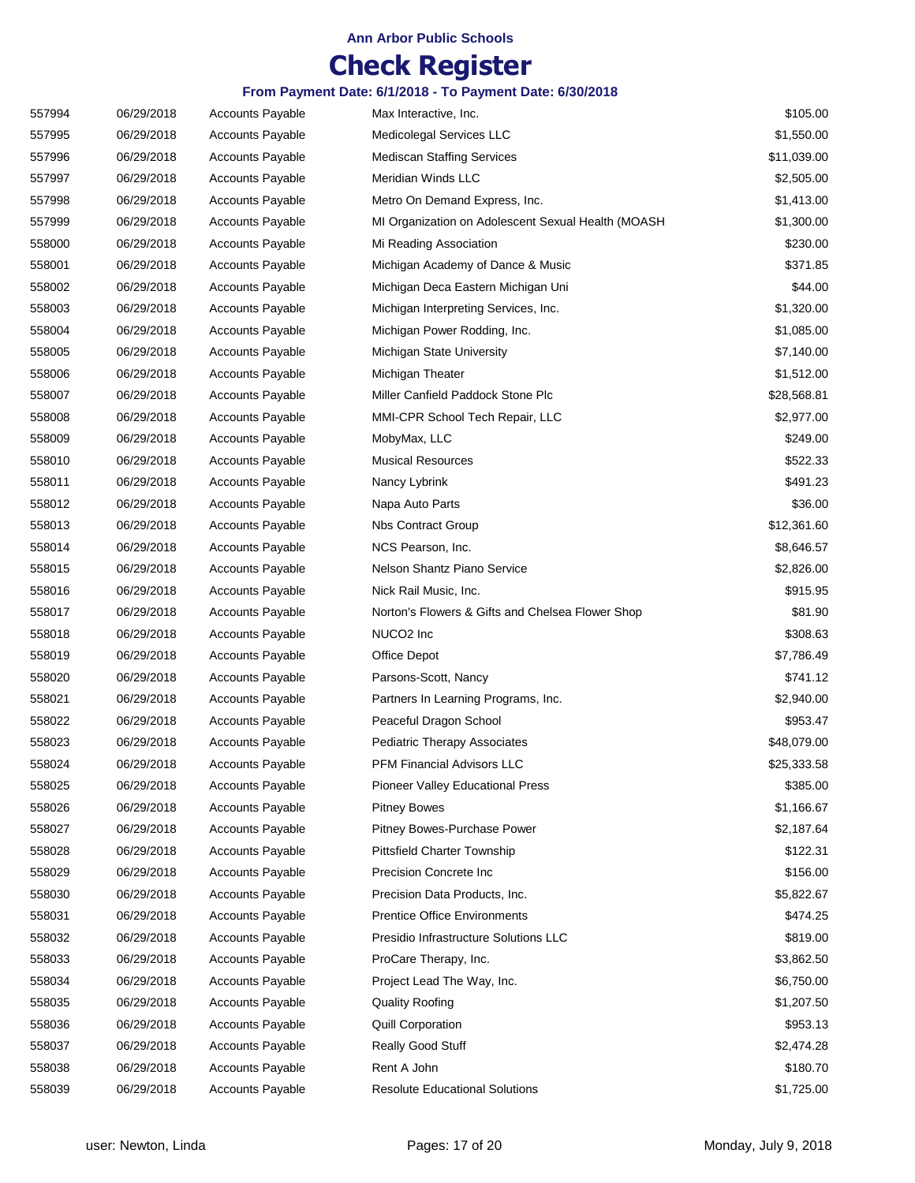**Ann Arbor Public Schools**

# Check Register

**From Payment Date: 6/1/2018 - To Payment Date: 6/30/2018**

| | | | | |
|---|---|---|---|---|
| 557994 | 06/29/2018 | Accounts Payable | Max Interactive, Inc. | $105.00 |
| 557995 | 06/29/2018 | Accounts Payable | Medicolegal Services LLC | $1,550.00 |
| 557996 | 06/29/2018 | Accounts Payable | Mediscan Staffing Services | $11,039.00 |
| 557997 | 06/29/2018 | Accounts Payable | Meridian Winds LLC | $2,505.00 |
| 557998 | 06/29/2018 | Accounts Payable | Metro On Demand Express, Inc. | $1,413.00 |
| 557999 | 06/29/2018 | Accounts Payable | MI Organization on Adolescent Sexual Health (MOASH | $1,300.00 |
| 558000 | 06/29/2018 | Accounts Payable | Mi Reading Association | $230.00 |
| 558001 | 06/29/2018 | Accounts Payable | Michigan Academy of Dance & Music | $371.85 |
| 558002 | 06/29/2018 | Accounts Payable | Michigan Deca Eastern Michigan Uni | $44.00 |
| 558003 | 06/29/2018 | Accounts Payable | Michigan Interpreting Services, Inc. | $1,320.00 |
| 558004 | 06/29/2018 | Accounts Payable | Michigan Power Rodding, Inc. | $1,085.00 |
| 558005 | 06/29/2018 | Accounts Payable | Michigan State University | $7,140.00 |
| 558006 | 06/29/2018 | Accounts Payable | Michigan Theater | $1,512.00 |
| 558007 | 06/29/2018 | Accounts Payable | Miller Canfield Paddock Stone Plc | $28,568.81 |
| 558008 | 06/29/2018 | Accounts Payable | MMI-CPR School Tech Repair, LLC | $2,977.00 |
| 558009 | 06/29/2018 | Accounts Payable | MobyMax, LLC | $249.00 |
| 558010 | 06/29/2018 | Accounts Payable | Musical Resources | $522.33 |
| 558011 | 06/29/2018 | Accounts Payable | Nancy Lybrink | $491.23 |
| 558012 | 06/29/2018 | Accounts Payable | Napa Auto Parts | $36.00 |
| 558013 | 06/29/2018 | Accounts Payable | Nbs Contract Group | $12,361.60 |
| 558014 | 06/29/2018 | Accounts Payable | NCS Pearson, Inc. | $8,646.57 |
| 558015 | 06/29/2018 | Accounts Payable | Nelson Shantz Piano Service | $2,826.00 |
| 558016 | 06/29/2018 | Accounts Payable | Nick Rail Music, Inc. | $915.95 |
| 558017 | 06/29/2018 | Accounts Payable | Norton's Flowers & Gifts and Chelsea Flower Shop | $81.90 |
| 558018 | 06/29/2018 | Accounts Payable | NUCO2 Inc | $308.63 |
| 558019 | 06/29/2018 | Accounts Payable | Office Depot | $7,786.49 |
| 558020 | 06/29/2018 | Accounts Payable | Parsons-Scott, Nancy | $741.12 |
| 558021 | 06/29/2018 | Accounts Payable | Partners In Learning Programs, Inc. | $2,940.00 |
| 558022 | 06/29/2018 | Accounts Payable | Peaceful Dragon School | $953.47 |
| 558023 | 06/29/2018 | Accounts Payable | Pediatric Therapy Associates | $48,079.00 |
| 558024 | 06/29/2018 | Accounts Payable | PFM Financial Advisors LLC | $25,333.58 |
| 558025 | 06/29/2018 | Accounts Payable | Pioneer Valley Educational Press | $385.00 |
| 558026 | 06/29/2018 | Accounts Payable | Pitney Bowes | $1,166.67 |
| 558027 | 06/29/2018 | Accounts Payable | Pitney Bowes-Purchase Power | $2,187.64 |
| 558028 | 06/29/2018 | Accounts Payable | Pittsfield Charter Township | $122.31 |
| 558029 | 06/29/2018 | Accounts Payable | Precision Concrete Inc | $156.00 |
| 558030 | 06/29/2018 | Accounts Payable | Precision Data Products, Inc. | $5,822.67 |
| 558031 | 06/29/2018 | Accounts Payable | Prentice Office Environments | $474.25 |
| 558032 | 06/29/2018 | Accounts Payable | Presidio Infrastructure Solutions LLC | $819.00 |
| 558033 | 06/29/2018 | Accounts Payable | ProCare Therapy, Inc. | $3,862.50 |
| 558034 | 06/29/2018 | Accounts Payable | Project Lead The Way, Inc. | $6,750.00 |
| 558035 | 06/29/2018 | Accounts Payable | Quality Roofing | $1,207.50 |
| 558036 | 06/29/2018 | Accounts Payable | Quill Corporation | $953.13 |
| 558037 | 06/29/2018 | Accounts Payable | Really Good Stuff | $2,474.28 |
| 558038 | 06/29/2018 | Accounts Payable | Rent A John | $180.70 |
| 558039 | 06/29/2018 | Accounts Payable | Resolute Educational Solutions | $1,725.00 |

user: Newton, Linda — Monday, July 9, 2018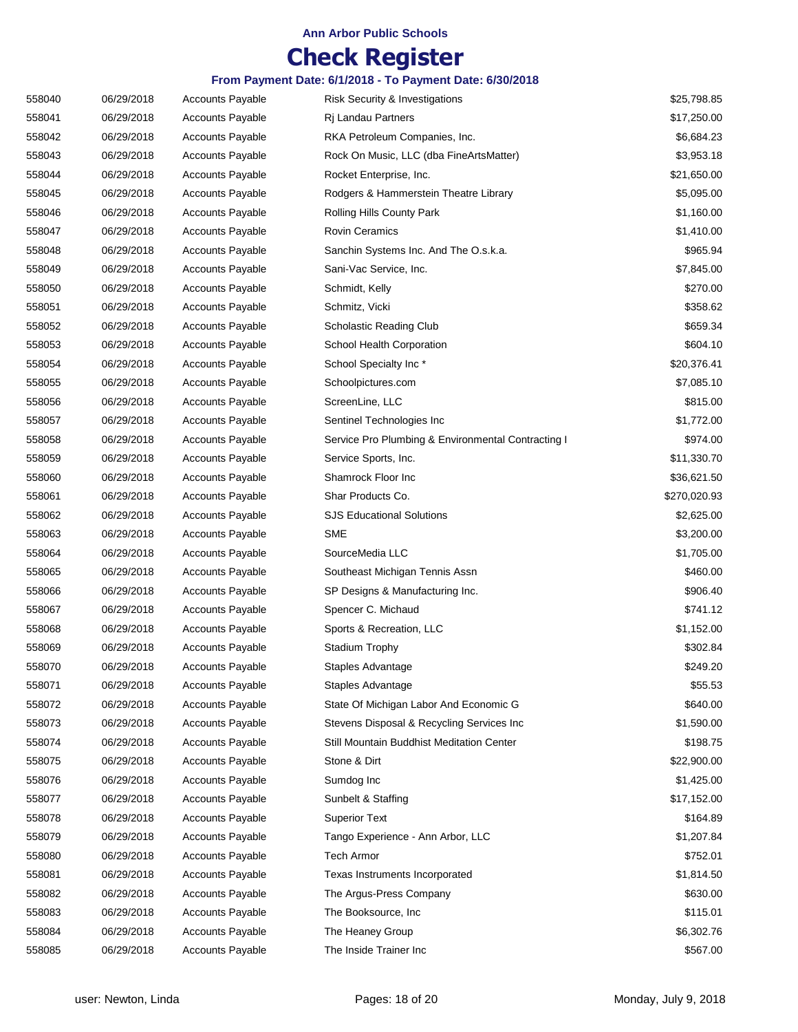**Ann Arbor Public Schools**

# Check Register

**From Payment Date: 6/1/2018 - To Payment Date: 6/30/2018**

| | | | | |
|---|---|---|---|---|
| 558040 | 06/29/2018 | Accounts Payable | Risk Security & Investigations | $25,798.85 |
| 558041 | 06/29/2018 | Accounts Payable | Rj Landau Partners | $17,250.00 |
| 558042 | 06/29/2018 | Accounts Payable | RKA Petroleum Companies, Inc. | $6,684.23 |
| 558043 | 06/29/2018 | Accounts Payable | Rock On Music, LLC (dba FineArtsMatter) | $3,953.18 |
| 558044 | 06/29/2018 | Accounts Payable | Rocket Enterprise, Inc. | $21,650.00 |
| 558045 | 06/29/2018 | Accounts Payable | Rodgers & Hammerstein Theatre Library | $5,095.00 |
| 558046 | 06/29/2018 | Accounts Payable | Rolling Hills County Park | $1,160.00 |
| 558047 | 06/29/2018 | Accounts Payable | Rovin Ceramics | $1,410.00 |
| 558048 | 06/29/2018 | Accounts Payable | Sanchin Systems Inc. And The O.s.k.a. | $965.94 |
| 558049 | 06/29/2018 | Accounts Payable | Sani-Vac Service, Inc. | $7,845.00 |
| 558050 | 06/29/2018 | Accounts Payable | Schmidt, Kelly | $270.00 |
| 558051 | 06/29/2018 | Accounts Payable | Schmitz, Vicki | $358.62 |
| 558052 | 06/29/2018 | Accounts Payable | Scholastic Reading Club | $659.34 |
| 558053 | 06/29/2018 | Accounts Payable | School Health Corporation | $604.10 |
| 558054 | 06/29/2018 | Accounts Payable | School Specialty Inc * | $20,376.41 |
| 558055 | 06/29/2018 | Accounts Payable | Schoolpictures.com | $7,085.10 |
| 558056 | 06/29/2018 | Accounts Payable | ScreenLine, LLC | $815.00 |
| 558057 | 06/29/2018 | Accounts Payable | Sentinel Technologies Inc | $1,772.00 |
| 558058 | 06/29/2018 | Accounts Payable | Service Pro Plumbing & Environmental Contracting I | $974.00 |
| 558059 | 06/29/2018 | Accounts Payable | Service Sports, Inc. | $11,330.70 |
| 558060 | 06/29/2018 | Accounts Payable | Shamrock Floor Inc | $36,621.50 |
| 558061 | 06/29/2018 | Accounts Payable | Shar Products Co. | $270,020.93 |
| 558062 | 06/29/2018 | Accounts Payable | SJS Educational Solutions | $2,625.00 |
| 558063 | 06/29/2018 | Accounts Payable | SME | $3,200.00 |
| 558064 | 06/29/2018 | Accounts Payable | SourceMedia LLC | $1,705.00 |
| 558065 | 06/29/2018 | Accounts Payable | Southeast Michigan Tennis Assn | $460.00 |
| 558066 | 06/29/2018 | Accounts Payable | SP Designs & Manufacturing Inc. | $906.40 |
| 558067 | 06/29/2018 | Accounts Payable | Spencer C. Michaud | $741.12 |
| 558068 | 06/29/2018 | Accounts Payable | Sports & Recreation, LLC | $1,152.00 |
| 558069 | 06/29/2018 | Accounts Payable | Stadium Trophy | $302.84 |
| 558070 | 06/29/2018 | Accounts Payable | Staples Advantage | $249.20 |
| 558071 | 06/29/2018 | Accounts Payable | Staples Advantage | $55.53 |
| 558072 | 06/29/2018 | Accounts Payable | State Of Michigan Labor And Economic G | $640.00 |
| 558073 | 06/29/2018 | Accounts Payable | Stevens Disposal & Recycling Services Inc | $1,590.00 |
| 558074 | 06/29/2018 | Accounts Payable | Still Mountain Buddhist Meditation Center | $198.75 |
| 558075 | 06/29/2018 | Accounts Payable | Stone & Dirt | $22,900.00 |
| 558076 | 06/29/2018 | Accounts Payable | Sumdog Inc | $1,425.00 |
| 558077 | 06/29/2018 | Accounts Payable | Sunbelt & Staffing | $17,152.00 |
| 558078 | 06/29/2018 | Accounts Payable | Superior Text | $164.89 |
| 558079 | 06/29/2018 | Accounts Payable | Tango Experience - Ann Arbor, LLC | $1,207.84 |
| 558080 | 06/29/2018 | Accounts Payable | Tech Armor | $752.01 |
| 558081 | 06/29/2018 | Accounts Payable | Texas Instruments Incorporated | $1,814.50 |
| 558082 | 06/29/2018 | Accounts Payable | The Argus-Press Company | $630.00 |
| 558083 | 06/29/2018 | Accounts Payable | The Booksource, Inc | $115.01 |
| 558084 | 06/29/2018 | Accounts Payable | The Heaney Group | $6,302.76 |
| 558085 | 06/29/2018 | Accounts Payable | The Inside Trainer Inc | $567.00 |

user: Newton, Linda Monday, July 9, 2018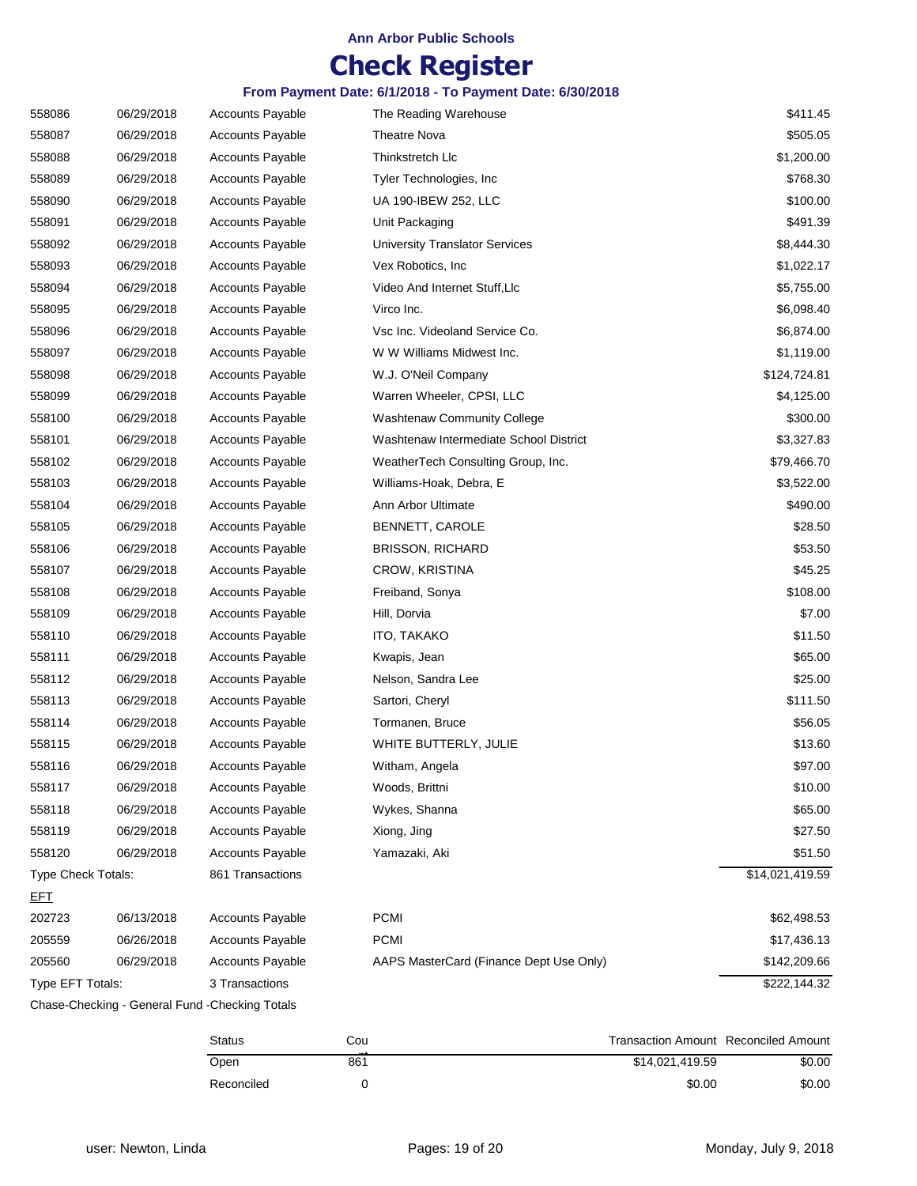**Ann Arbor Public Schools**

# Check Register

### From Payment Date: 6/1/2018 - To Payment Date: 6/30/2018

| | | | | |
|---|---|---|---|---|
| 558086 | 06/29/2018 | Accounts Payable | The Reading Warehouse | $411.45 |
| 558087 | 06/29/2018 | Accounts Payable | Theatre Nova | $505.05 |
| 558088 | 06/29/2018 | Accounts Payable | Thinkstretch Llc | $1,200.00 |
| 558089 | 06/29/2018 | Accounts Payable | Tyler Technologies, Inc | $768.30 |
| 558090 | 06/29/2018 | Accounts Payable | UA 190-IBEW 252, LLC | $100.00 |
| 558091 | 06/29/2018 | Accounts Payable | Unit Packaging | $491.39 |
| 558092 | 06/29/2018 | Accounts Payable | University Translator Services | $8,444.30 |
| 558093 | 06/29/2018 | Accounts Payable | Vex Robotics, Inc | $1,022.17 |
| 558094 | 06/29/2018 | Accounts Payable | Video And Internet Stuff,Llc | $5,755.00 |
| 558095 | 06/29/2018 | Accounts Payable | Virco Inc. | $6,098.40 |
| 558096 | 06/29/2018 | Accounts Payable | Vsc Inc. Videoland Service Co. | $6,874.00 |
| 558097 | 06/29/2018 | Accounts Payable | W W Williams Midwest Inc. | $1,119.00 |
| 558098 | 06/29/2018 | Accounts Payable | W.J. O'Neil Company | $124,724.81 |
| 558099 | 06/29/2018 | Accounts Payable | Warren Wheeler, CPSI, LLC | $4,125.00 |
| 558100 | 06/29/2018 | Accounts Payable | Washtenaw Community College | $300.00 |
| 558101 | 06/29/2018 | Accounts Payable | Washtenaw Intermediate School District | $3,327.83 |
| 558102 | 06/29/2018 | Accounts Payable | WeatherTech Consulting Group, Inc. | $79,466.70 |
| 558103 | 06/29/2018 | Accounts Payable | Williams-Hoak, Debra, E | $3,522.00 |
| 558104 | 06/29/2018 | Accounts Payable | Ann Arbor Ultimate | $490.00 |
| 558105 | 06/29/2018 | Accounts Payable | BENNETT, CAROLE | $28.50 |
| 558106 | 06/29/2018 | Accounts Payable | BRISSON, RICHARD | $53.50 |
| 558107 | 06/29/2018 | Accounts Payable | CROW, KRISTINA | $45.25 |
| 558108 | 06/29/2018 | Accounts Payable | Freiband, Sonya | $108.00 |
| 558109 | 06/29/2018 | Accounts Payable | Hill, Dorvia | $7.00 |
| 558110 | 06/29/2018 | Accounts Payable | ITO, TAKAKO | $11.50 |
| 558111 | 06/29/2018 | Accounts Payable | Kwapis, Jean | $65.00 |
| 558112 | 06/29/2018 | Accounts Payable | Nelson, Sandra Lee | $25.00 |
| 558113 | 06/29/2018 | Accounts Payable | Sartori, Cheryl | $111.50 |
| 558114 | 06/29/2018 | Accounts Payable | Tormanen, Bruce | $56.05 |
| 558115 | 06/29/2018 | Accounts Payable | WHITE BUTTERLY, JULIE | $13.60 |
| 558116 | 06/29/2018 | Accounts Payable | Witham, Angela | $97.00 |
| 558117 | 06/29/2018 | Accounts Payable | Woods, Brittni | $10.00 |
| 558118 | 06/29/2018 | Accounts Payable | Wykes, Shanna | $65.00 |
| 558119 | 06/29/2018 | Accounts Payable | Xiong, Jing | $27.50 |
| 558120 | 06/29/2018 | Accounts Payable | Yamazaki, Aki | $51.50 |
| Type Check Totals: | | 861 Transactions | | $14,021,419.59 |
| EFT | | | | |
| 202723 | 06/13/2018 | Accounts Payable | PCMI | $62,498.53 |
| 205559 | 06/26/2018 | Accounts Payable | PCMI | $17,436.13 |
| 205560 | 06/29/2018 | Accounts Payable | AAPS MasterCard (Finance Dept Use Only) | $142,209.66 |
| Type EFT Totals: | | 3 Transactions | | $222,144.32 |

Chase-Checking - General Fund -Checking Totals

| Status | Count | Transaction Amount | Reconciled Amount |
|---|---|---|---|
| Open | 861 | $14,021,419.59 | $0.00 |
| Reconciled | 0 | $0.00 | $0.00 |

user: Newton, Linda | Monday, July 9, 2018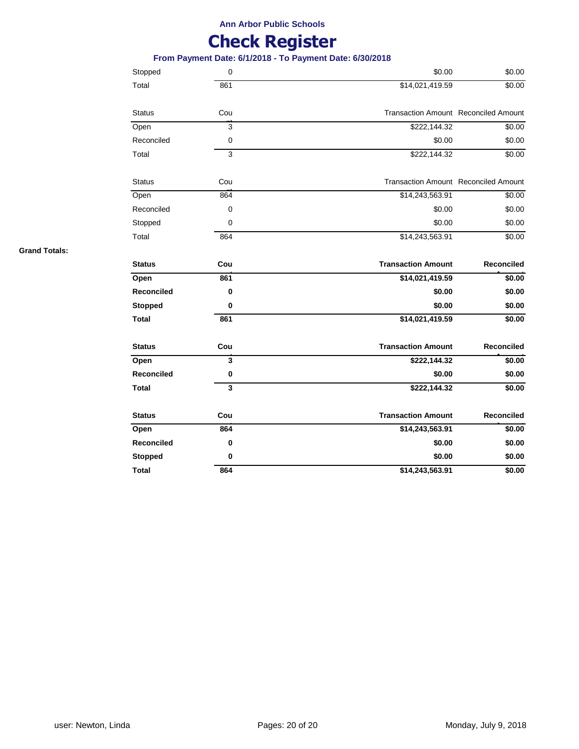Ann Arbor Public Schools

# Check Register

### From Payment Date: 6/1/2018 - To Payment Date: 6/30/2018

| | | | |
|---|---|---|---|
| Stopped | 0 | $0.00 | $0.00 |
| Total | 861 | $14,021,419.59 | $0.00 |

| Status | Cou | Transaction Amount | Reconciled Amount |
|---|---|---|---|
| Open | 3 | $222,144.32 | $0.00 |
| Reconciled | 0 | $0.00 | $0.00 |
| Total | 3 | $222,144.32 | $0.00 |

| Status | Cou | Transaction Amount | Reconciled Amount |
|---|---|---|---|
| Open | 864 | $14,243,563.91 | $0.00 |
| Reconciled | 0 | $0.00 | $0.00 |
| Stopped | 0 | $0.00 | $0.00 |
| Total | 864 | $14,243,563.91 | $0.00 |

**Grand Totals:**

| **Status** | **Cou** | **Transaction Amount** | **Reconciled** |
|---|---|---|---|
| **Open** | **861** | **$14,021,419.59** | **$0.00** |
| **Reconciled** | **0** | **$0.00** | **$0.00** |
| **Stopped** | **0** | **$0.00** | **$0.00** |
| **Total** | **861** | **$14,021,419.59** | **$0.00** |

| **Status** | **Cou** | **Transaction Amount** | **Reconciled** |
|---|---|---|---|
| **Open** | **3** | **$222,144.32** | **$0.00** |
| **Reconciled** | **0** | **$0.00** | **$0.00** |
| **Total** | **3** | **$222,144.32** | **$0.00** |

| **Status** | **Cou** | **Transaction Amount** | **Reconciled** |
|---|---|---|---|
| **Open** | **864** | **$14,243,563.91** | **$0.00** |
| **Reconciled** | **0** | **$0.00** | **$0.00** |
| **Stopped** | **0** | **$0.00** | **$0.00** |
| **Total** | **864** | **$14,243,563.91** | **$0.00** |

user: Newton, Linda

Monday, July 9, 2018